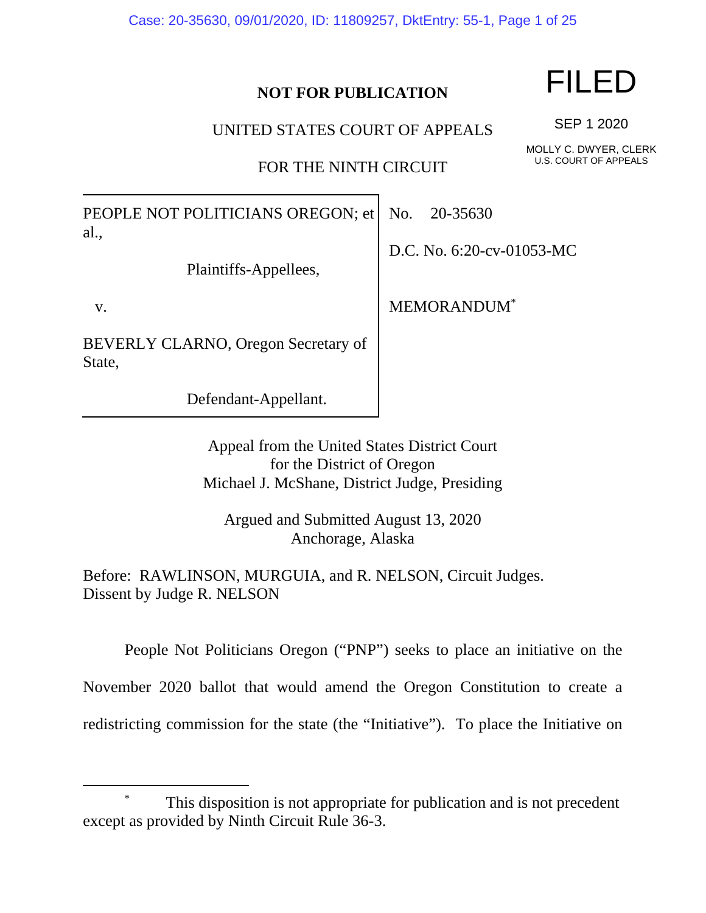**NOT FOR PUBLICATION**

UNITED STATES COURT OF APPEALS

FOR THE NINTH CIRCUIT

**FILED**

SEP 1 2020

MOLLY C. DWYER, CLERK
U.S. COURT OF APPEALS

| | |
|---|---|
| PEOPLE NOT POLITICIANS OREGON; et al., Plaintiffs-Appellees, v. BEVERLY CLARNO, Oregon Secretary of State, Defendant-Appellant. | No. 20-35630 D.C. No. 6:20-cv-01053-MC MEMORANDUM[*] |

Appeal from the United States District Court
for the District of Oregon
Michael J. McShane, District Judge, Presiding

Argued and Submitted August 13, 2020
Anchorage, Alaska

Before: RAWLINSON, MURGUIA, and R. NELSON, Circuit Judges.
Dissent by Judge R. NELSON

People Not Politicians Oregon ("PNP") seeks to place an initiative on the November 2020 ballot that would amend the Oregon Constitution to create a redistricting commission for the state (the "Initiative"). To place the Initiative on

---

[*] This disposition is not appropriate for publication and is not precedent except as provided by Ninth Circuit Rule 36-3.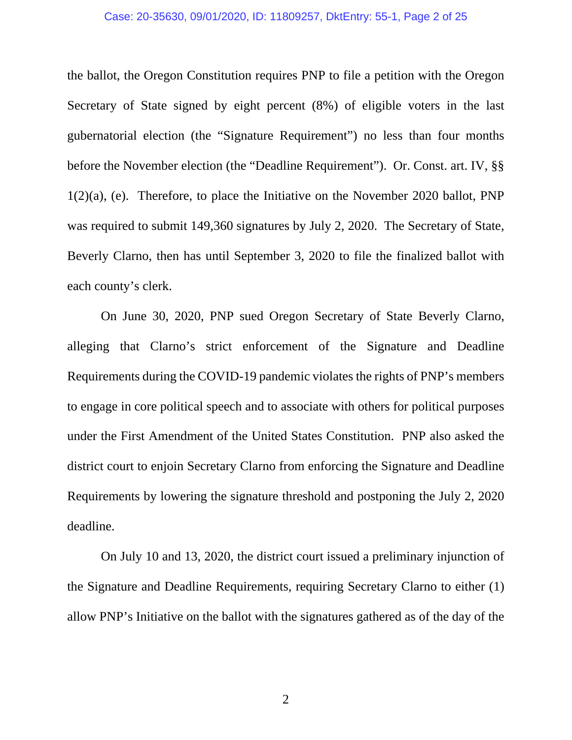the ballot, the Oregon Constitution requires PNP to file a petition with the Oregon Secretary of State signed by eight percent (8%) of eligible voters in the last gubernatorial election (the "Signature Requirement") no less than four months before the November election (the "Deadline Requirement"). Or. Const. art. IV, §§ 1(2)(a), (e). Therefore, to place the Initiative on the November 2020 ballot, PNP was required to submit 149,360 signatures by July 2, 2020. The Secretary of State, Beverly Clarno, then has until September 3, 2020 to file the finalized ballot with each county's clerk.

On June 30, 2020, PNP sued Oregon Secretary of State Beverly Clarno, alleging that Clarno's strict enforcement of the Signature and Deadline Requirements during the COVID-19 pandemic violates the rights of PNP's members to engage in core political speech and to associate with others for political purposes under the First Amendment of the United States Constitution. PNP also asked the district court to enjoin Secretary Clarno from enforcing the Signature and Deadline Requirements by lowering the signature threshold and postponing the July 2, 2020 deadline.

On July 10 and 13, 2020, the district court issued a preliminary injunction of the Signature and Deadline Requirements, requiring Secretary Clarno to either (1) allow PNP's Initiative on the ballot with the signatures gathered as of the day of the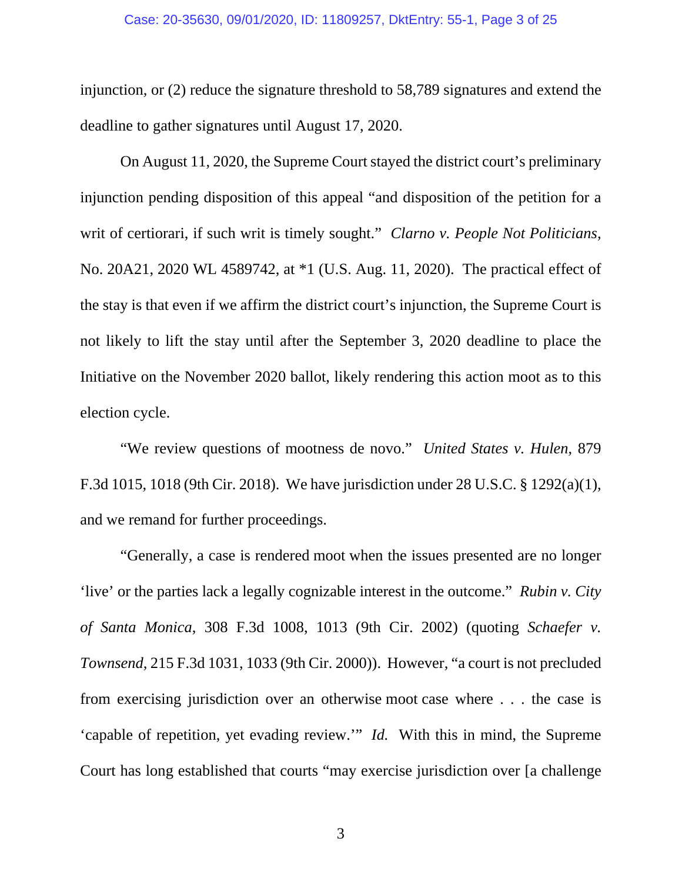injunction, or (2) reduce the signature threshold to 58,789 signatures and extend the deadline to gather signatures until August 17, 2020.

On August 11, 2020, the Supreme Court stayed the district court's preliminary injunction pending disposition of this appeal "and disposition of the petition for a writ of certiorari, if such writ is timely sought." *Clarno v. People Not Politicians*, No. 20A21, 2020 WL 4589742, at *1 (U.S. Aug. 11, 2020). The practical effect of the stay is that even if we affirm the district court's injunction, the Supreme Court is not likely to lift the stay until after the September 3, 2020 deadline to place the Initiative on the November 2020 ballot, likely rendering this action moot as to this election cycle.

"We review questions of mootness de novo." *United States v. Hulen*, 879 F.3d 1015, 1018 (9th Cir. 2018). We have jurisdiction under 28 U.S.C. § 1292(a)(1), and we remand for further proceedings.

"Generally, a case is rendered moot when the issues presented are no longer 'live' or the parties lack a legally cognizable interest in the outcome." *Rubin v. City of Santa Monica*, 308 F.3d 1008, 1013 (9th Cir. 2002) (quoting *Schaefer v. Townsend*, 215 F.3d 1031, 1033 (9th Cir. 2000)). However, "a court is not precluded from exercising jurisdiction over an otherwise moot case where . . . the case is 'capable of repetition, yet evading review.'" *Id.* With this in mind, the Supreme Court has long established that courts "may exercise jurisdiction over [a challenge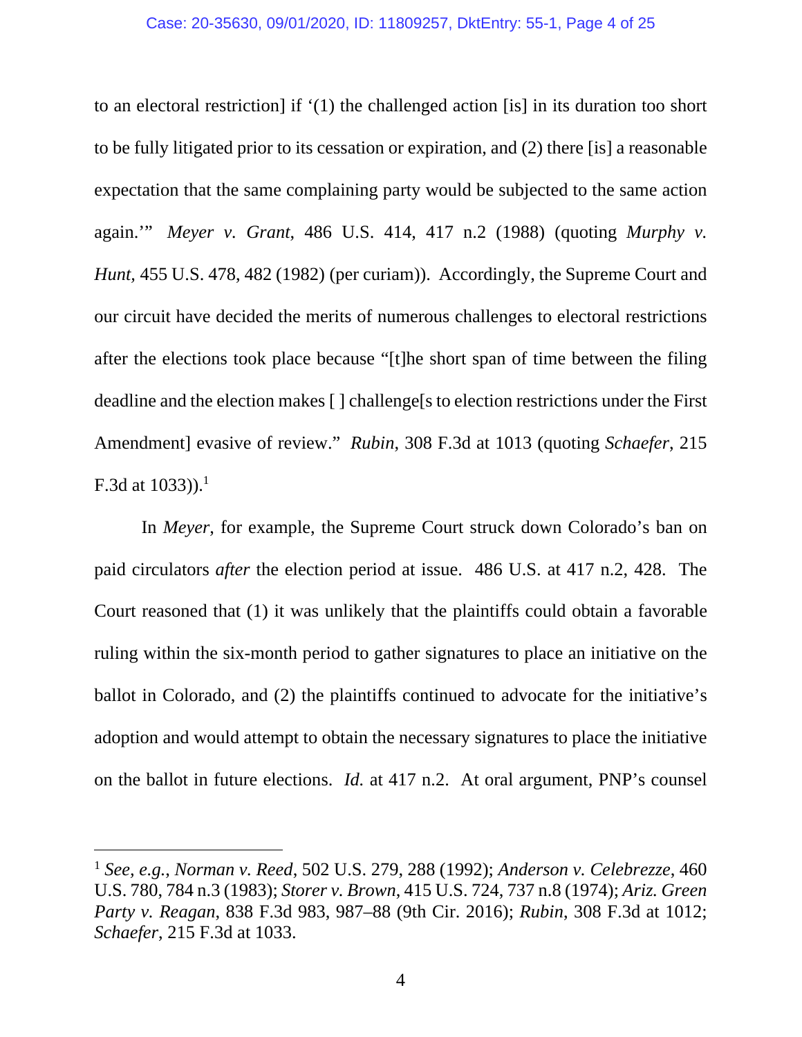to an electoral restriction] if '(1) the challenged action [is] in its duration too short to be fully litigated prior to its cessation or expiration, and (2) there [is] a reasonable expectation that the same complaining party would be subjected to the same action again.'" *Meyer v. Grant*, 486 U.S. 414, 417 n.2 (1988) (quoting *Murphy v. Hunt,* 455 U.S. 478, 482 (1982) (per curiam)). Accordingly, the Supreme Court and our circuit have decided the merits of numerous challenges to electoral restrictions after the elections took place because "[t]he short span of time between the filing deadline and the election makes [ ] challenge[s to election restrictions under the First Amendment] evasive of review." *Rubin*, 308 F.3d at 1013 (quoting *Schaefer*, 215 F.3d at 1033)).[1]

In *Meyer*, for example, the Supreme Court struck down Colorado's ban on paid circulators *after* the election period at issue. 486 U.S. at 417 n.2, 428. The Court reasoned that (1) it was unlikely that the plaintiffs could obtain a favorable ruling within the six-month period to gather signatures to place an initiative on the ballot in Colorado, and (2) the plaintiffs continued to advocate for the initiative's adoption and would attempt to obtain the necessary signatures to place the initiative on the ballot in future elections. *Id.* at 417 n.2. At oral argument, PNP's counsel

[1] *See, e.g.*, *Norman v. Reed*, 502 U.S. 279, 288 (1992); *Anderson v. Celebrezze*, 460 U.S. 780, 784 n.3 (1983); *Storer v. Brown*, 415 U.S. 724, 737 n.8 (1974); *Ariz. Green Party v. Reagan*, 838 F.3d 983, 987–88 (9th Cir. 2016); *Rubin*, 308 F.3d at 1012; *Schaefer*, 215 F.3d at 1033.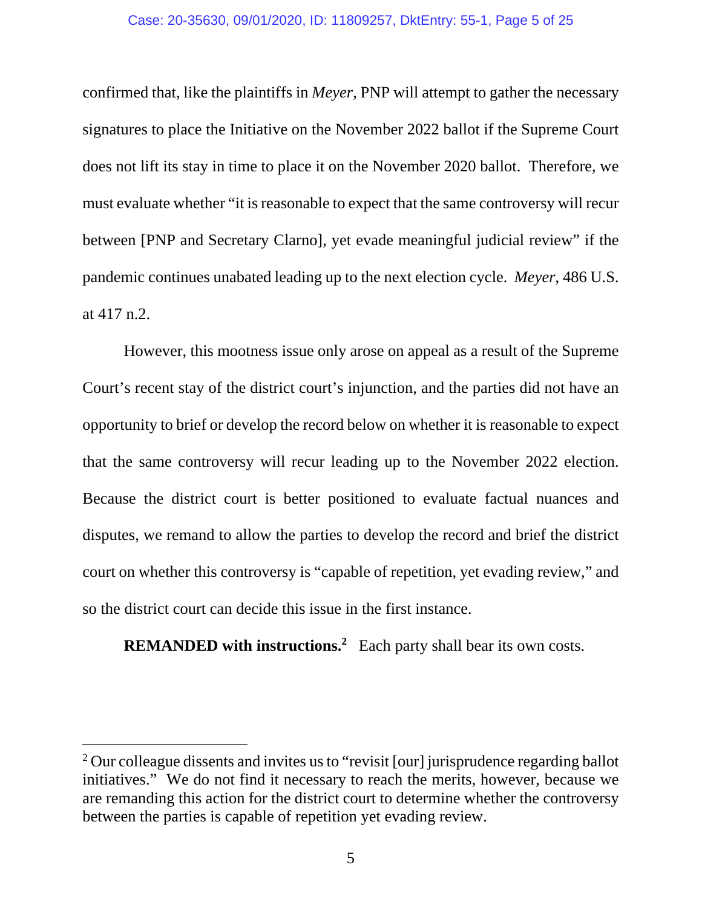confirmed that, like the plaintiffs in *Meyer*, PNP will attempt to gather the necessary signatures to place the Initiative on the November 2022 ballot if the Supreme Court does not lift its stay in time to place it on the November 2020 ballot. Therefore, we must evaluate whether "it is reasonable to expect that the same controversy will recur between [PNP and Secretary Clarno], yet evade meaningful judicial review" if the pandemic continues unabated leading up to the next election cycle. *Meyer*, 486 U.S. at 417 n.2.

However, this mootness issue only arose on appeal as a result of the Supreme Court's recent stay of the district court's injunction, and the parties did not have an opportunity to brief or develop the record below on whether it is reasonable to expect that the same controversy will recur leading up to the November 2022 election. Because the district court is better positioned to evaluate factual nuances and disputes, we remand to allow the parties to develop the record and brief the district court on whether this controversy is "capable of repetition, yet evading review," and so the district court can decide this issue in the first instance.

**REMANDED with instructions.**[2] Each party shall bear its own costs.

---

[2] Our colleague dissents and invites us to "revisit [our] jurisprudence regarding ballot initiatives." We do not find it necessary to reach the merits, however, because we are remanding this action for the district court to determine whether the controversy between the parties is capable of repetition yet evading review.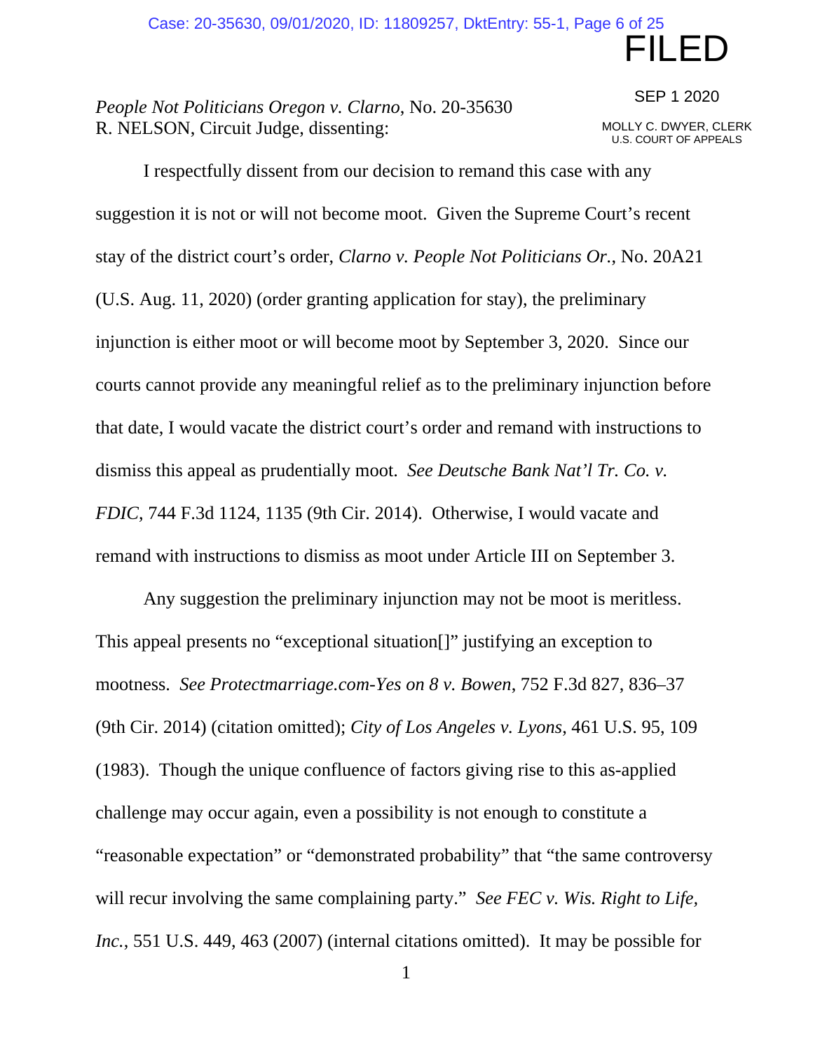FILED

SEP 1 2020

MOLLY C. DWYER, CLERK
U.S. COURT OF APPEALS

*People Not Politicians Oregon v. Clarno*, No. 20-35630
R. NELSON, Circuit Judge, dissenting:

I respectfully dissent from our decision to remand this case with any suggestion it is not or will not become moot. Given the Supreme Court's recent stay of the district court's order, *Clarno v. People Not Politicians Or.*, No. 20A21 (U.S. Aug. 11, 2020) (order granting application for stay), the preliminary injunction is either moot or will become moot by September 3, 2020. Since our courts cannot provide any meaningful relief as to the preliminary injunction before that date, I would vacate the district court's order and remand with instructions to dismiss this appeal as prudentially moot. *See Deutsche Bank Nat'l Tr. Co. v. FDIC*, 744 F.3d 1124, 1135 (9th Cir. 2014). Otherwise, I would vacate and remand with instructions to dismiss as moot under Article III on September 3.

Any suggestion the preliminary injunction may not be moot is meritless. This appeal presents no "exceptional situation[]" justifying an exception to mootness. *See Protectmarriage.com-Yes on 8 v. Bowen*, 752 F.3d 827, 836–37 (9th Cir. 2014) (citation omitted); *City of Los Angeles v. Lyons*, 461 U.S. 95, 109 (1983). Though the unique confluence of factors giving rise to this as-applied challenge may occur again, even a possibility is not enough to constitute a "reasonable expectation" or "demonstrated probability" that "the same controversy will recur involving the same complaining party." *See FEC v. Wis. Right to Life, Inc.*, 551 U.S. 449, 463 (2007) (internal citations omitted). It may be possible for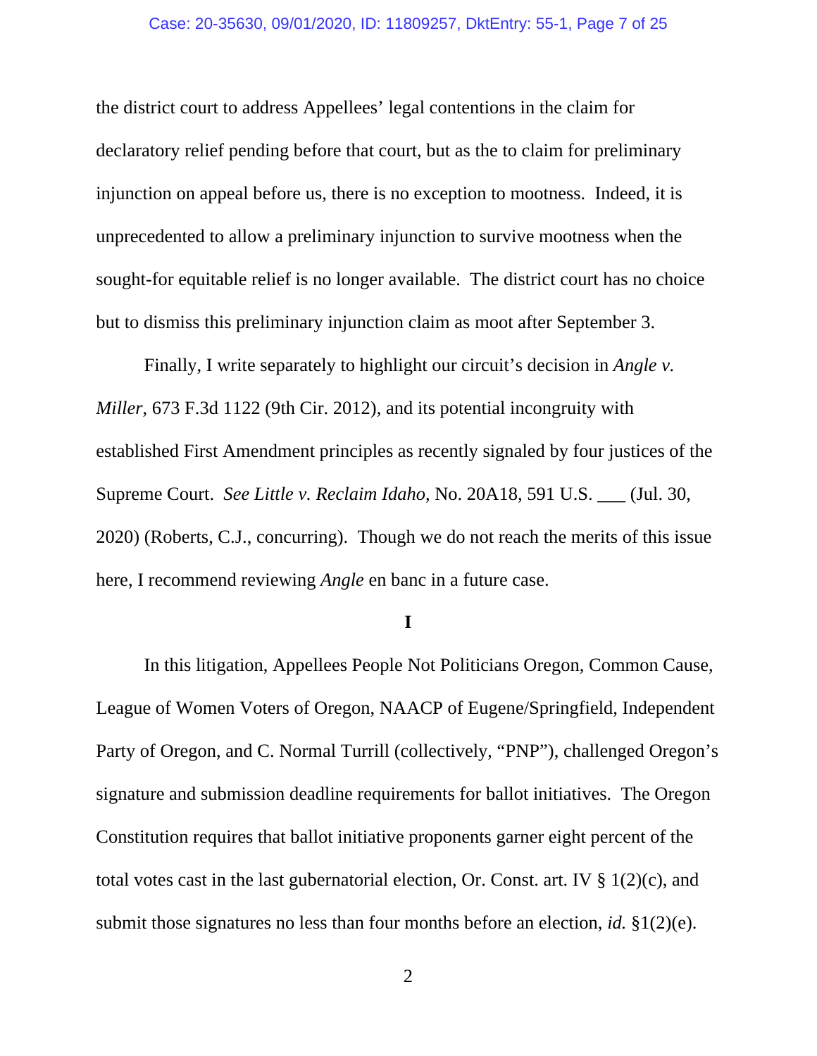the district court to address Appellees' legal contentions in the claim for declaratory relief pending before that court, but as the to claim for preliminary injunction on appeal before us, there is no exception to mootness. Indeed, it is unprecedented to allow a preliminary injunction to survive mootness when the sought-for equitable relief is no longer available. The district court has no choice but to dismiss this preliminary injunction claim as moot after September 3.

Finally, I write separately to highlight our circuit's decision in *Angle v. Miller*, 673 F.3d 1122 (9th Cir. 2012), and its potential incongruity with established First Amendment principles as recently signaled by four justices of the Supreme Court. *See Little v. Reclaim Idaho*, No. 20A18, 591 U.S. ___ (Jul. 30, 2020) (Roberts, C.J., concurring). Though we do not reach the merits of this issue here, I recommend reviewing *Angle* en banc in a future case.

**I**

In this litigation, Appellees People Not Politicians Oregon, Common Cause, League of Women Voters of Oregon, NAACP of Eugene/Springfield, Independent Party of Oregon, and C. Normal Turrill (collectively, "PNP"), challenged Oregon's signature and submission deadline requirements for ballot initiatives. The Oregon Constitution requires that ballot initiative proponents garner eight percent of the total votes cast in the last gubernatorial election, Or. Const. art. IV § 1(2)(c), and submit those signatures no less than four months before an election, *id.* §1(2)(e).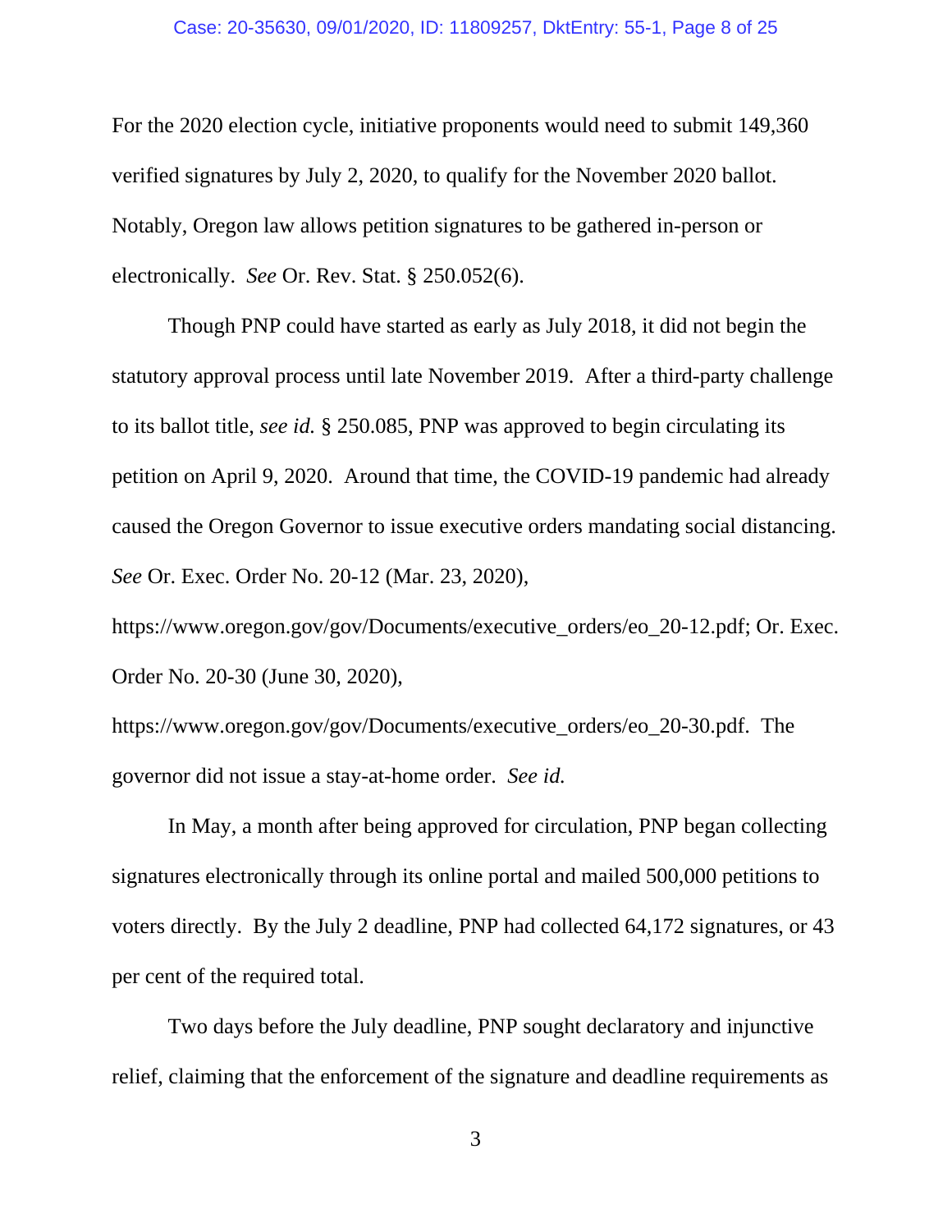For the 2020 election cycle, initiative proponents would need to submit 149,360 verified signatures by July 2, 2020, to qualify for the November 2020 ballot. Notably, Oregon law allows petition signatures to be gathered in-person or electronically. *See* Or. Rev. Stat. § 250.052(6).

Though PNP could have started as early as July 2018, it did not begin the statutory approval process until late November 2019. After a third-party challenge to its ballot title, *see id.* § 250.085, PNP was approved to begin circulating its petition on April 9, 2020. Around that time, the COVID-19 pandemic had already caused the Oregon Governor to issue executive orders mandating social distancing. *See* Or. Exec. Order No. 20-12 (Mar. 23, 2020), https://www.oregon.gov/gov/Documents/executive_orders/eo_20-12.pdf; Or. Exec. Order No. 20-30 (June 30, 2020), https://www.oregon.gov/gov/Documents/executive_orders/eo_20-30.pdf. The governor did not issue a stay-at-home order. *See id.*

In May, a month after being approved for circulation, PNP began collecting signatures electronically through its online portal and mailed 500,000 petitions to voters directly. By the July 2 deadline, PNP had collected 64,172 signatures, or 43 per cent of the required total.

Two days before the July deadline, PNP sought declaratory and injunctive relief, claiming that the enforcement of the signature and deadline requirements as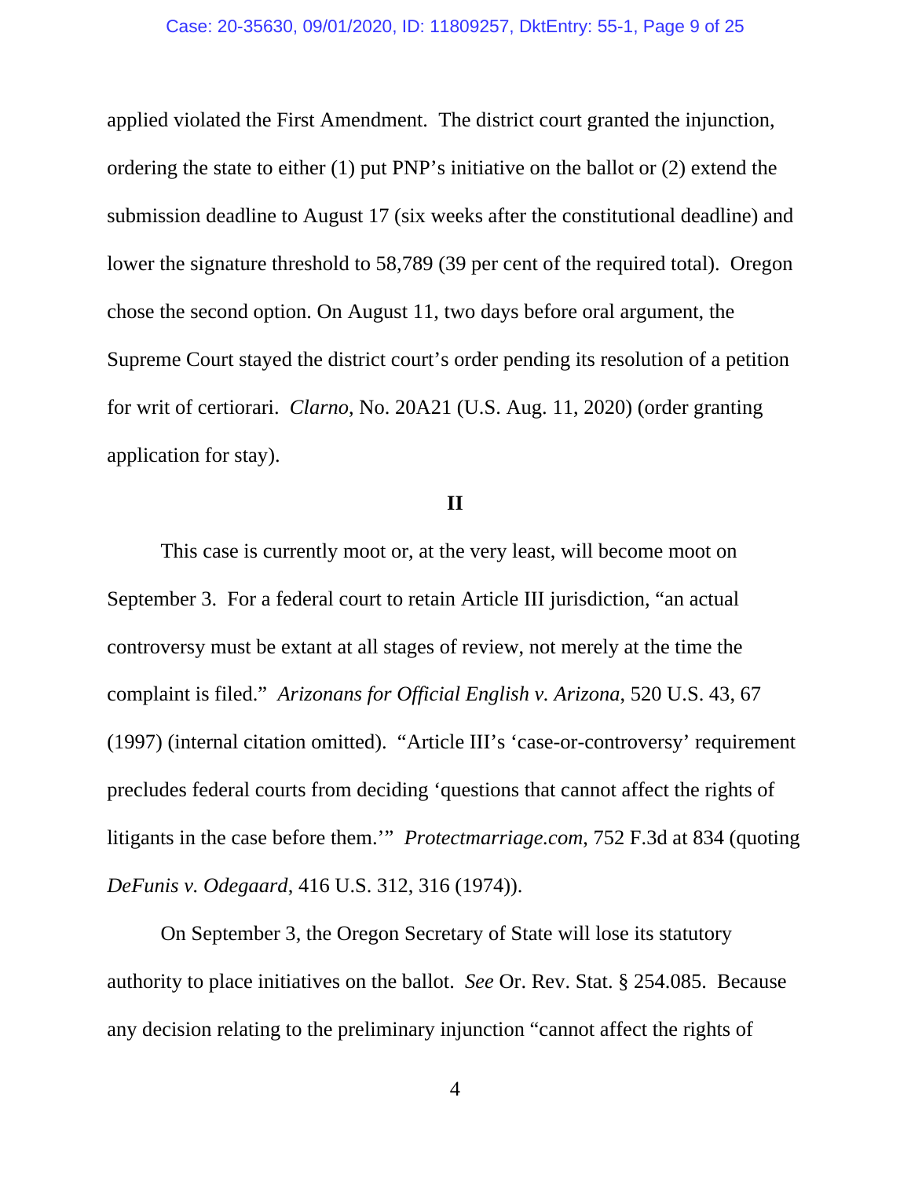applied violated the First Amendment. The district court granted the injunction, ordering the state to either (1) put PNP's initiative on the ballot or (2) extend the submission deadline to August 17 (six weeks after the constitutional deadline) and lower the signature threshold to 58,789 (39 per cent of the required total). Oregon chose the second option. On August 11, two days before oral argument, the Supreme Court stayed the district court's order pending its resolution of a petition for writ of certiorari. *Clarno*, No. 20A21 (U.S. Aug. 11, 2020) (order granting application for stay).

## II

This case is currently moot or, at the very least, will become moot on September 3. For a federal court to retain Article III jurisdiction, "an actual controversy must be extant at all stages of review, not merely at the time the complaint is filed." *Arizonans for Official English v. Arizona*, 520 U.S. 43, 67 (1997) (internal citation omitted). "Article III's 'case-or-controversy' requirement precludes federal courts from deciding 'questions that cannot affect the rights of litigants in the case before them.'" *Protectmarriage.com*, 752 F.3d at 834 (quoting *DeFunis v. Odegaard*, 416 U.S. 312, 316 (1974)).

On September 3, the Oregon Secretary of State will lose its statutory authority to place initiatives on the ballot. *See* Or. Rev. Stat. § 254.085. Because any decision relating to the preliminary injunction "cannot affect the rights of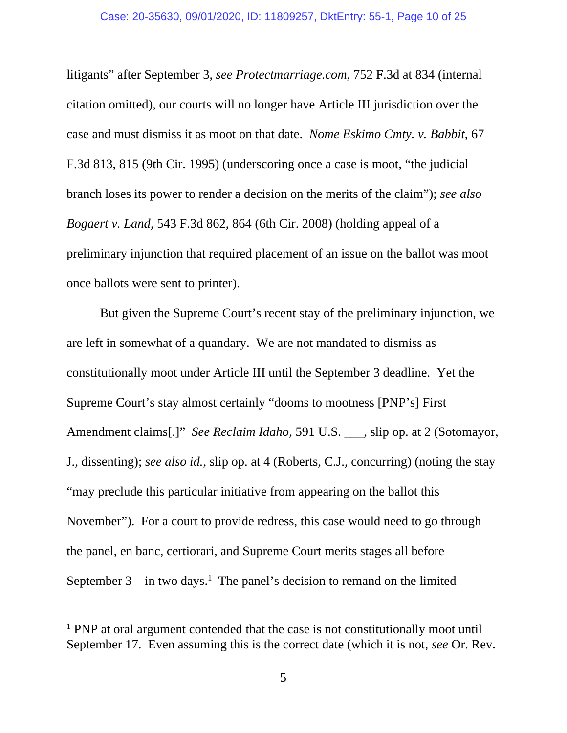litigants" after September 3, *see Protectmarriage.com*, 752 F.3d at 834 (internal citation omitted), our courts will no longer have Article III jurisdiction over the case and must dismiss it as moot on that date. *Nome Eskimo Cmty. v. Babbit*, 67 F.3d 813, 815 (9th Cir. 1995) (underscoring once a case is moot, "the judicial branch loses its power to render a decision on the merits of the claim"); *see also Bogaert v. Land*, 543 F.3d 862, 864 (6th Cir. 2008) (holding appeal of a preliminary injunction that required placement of an issue on the ballot was moot once ballots were sent to printer).

But given the Supreme Court's recent stay of the preliminary injunction, we are left in somewhat of a quandary. We are not mandated to dismiss as constitutionally moot under Article III until the September 3 deadline. Yet the Supreme Court's stay almost certainly "dooms to mootness [PNP's] First Amendment claims[.]" *See Reclaim Idaho*, 591 U.S. ___, slip op. at 2 (Sotomayor, J., dissenting); *see also id.*, slip op. at 4 (Roberts, C.J., concurring) (noting the stay "may preclude this particular initiative from appearing on the ballot this November"). For a court to provide redress, this case would need to go through the panel, en banc, certiorari, and Supreme Court merits stages all before September 3—in two days.[1] The panel's decision to remand on the limited

[1] PNP at oral argument contended that the case is not constitutionally moot until September 17. Even assuming this is the correct date (which it is not, *see* Or. Rev.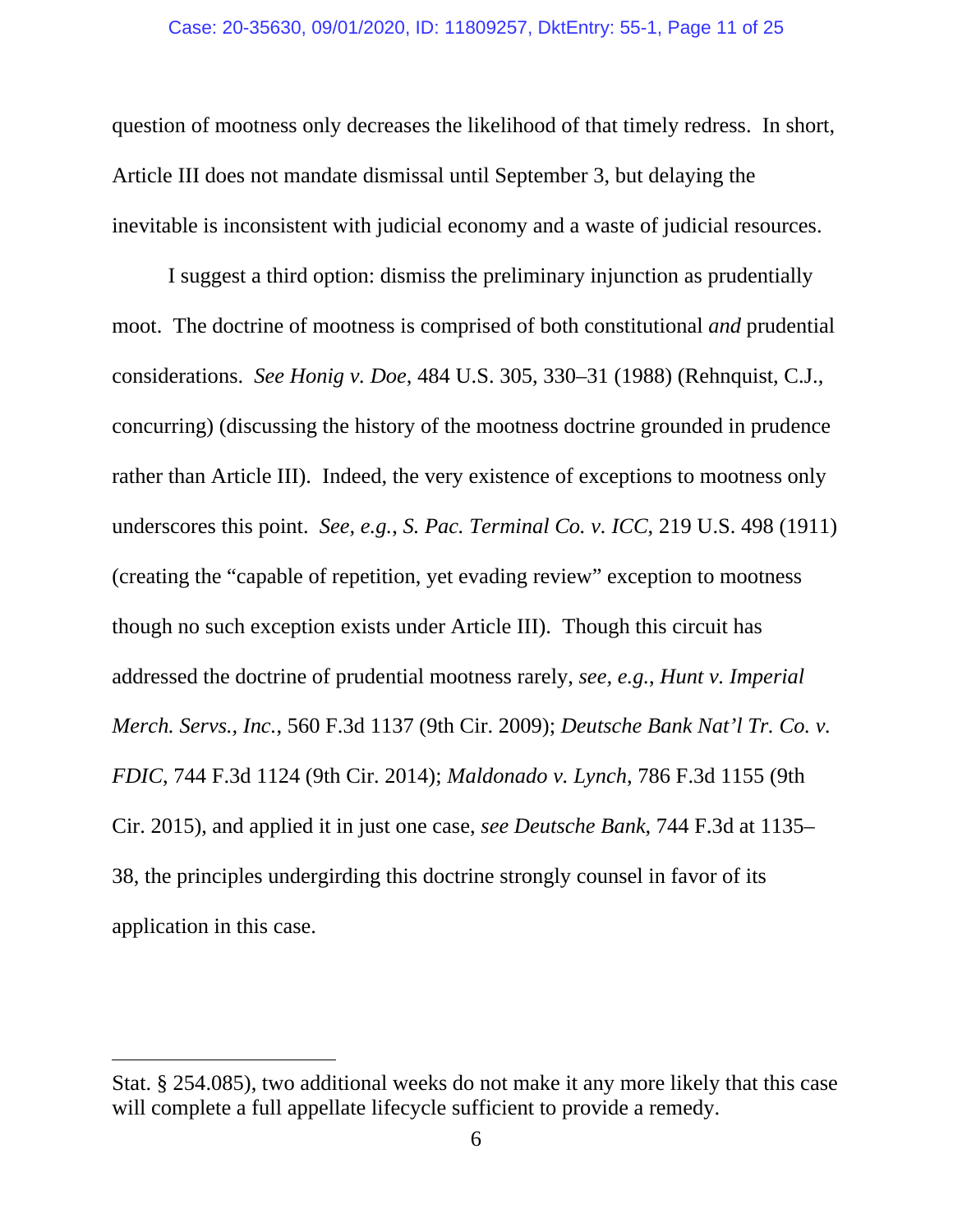question of mootness only decreases the likelihood of that timely redress. In short, Article III does not mandate dismissal until September 3, but delaying the inevitable is inconsistent with judicial economy and a waste of judicial resources.

I suggest a third option: dismiss the preliminary injunction as prudentially moot. The doctrine of mootness is comprised of both constitutional *and* prudential considerations. *See Honig v. Doe*, 484 U.S. 305, 330–31 (1988) (Rehnquist, C.J., concurring) (discussing the history of the mootness doctrine grounded in prudence rather than Article III). Indeed, the very existence of exceptions to mootness only underscores this point. *See, e.g.*, *S. Pac. Terminal Co. v. ICC*, 219 U.S. 498 (1911) (creating the "capable of repetition, yet evading review" exception to mootness though no such exception exists under Article III). Though this circuit has addressed the doctrine of prudential mootness rarely, *see, e.g.*, *Hunt v. Imperial Merch. Servs., Inc.*, 560 F.3d 1137 (9th Cir. 2009); *Deutsche Bank Nat'l Tr. Co. v. FDIC*, 744 F.3d 1124 (9th Cir. 2014); *Maldonado v. Lynch*, 786 F.3d 1155 (9th Cir. 2015), and applied it in just one case, *see Deutsche Bank*, 744 F.3d at 1135–38, the principles undergirding this doctrine strongly counsel in favor of its application in this case.

---

Stat. § 254.085), two additional weeks do not make it any more likely that this case will complete a full appellate lifecycle sufficient to provide a remedy.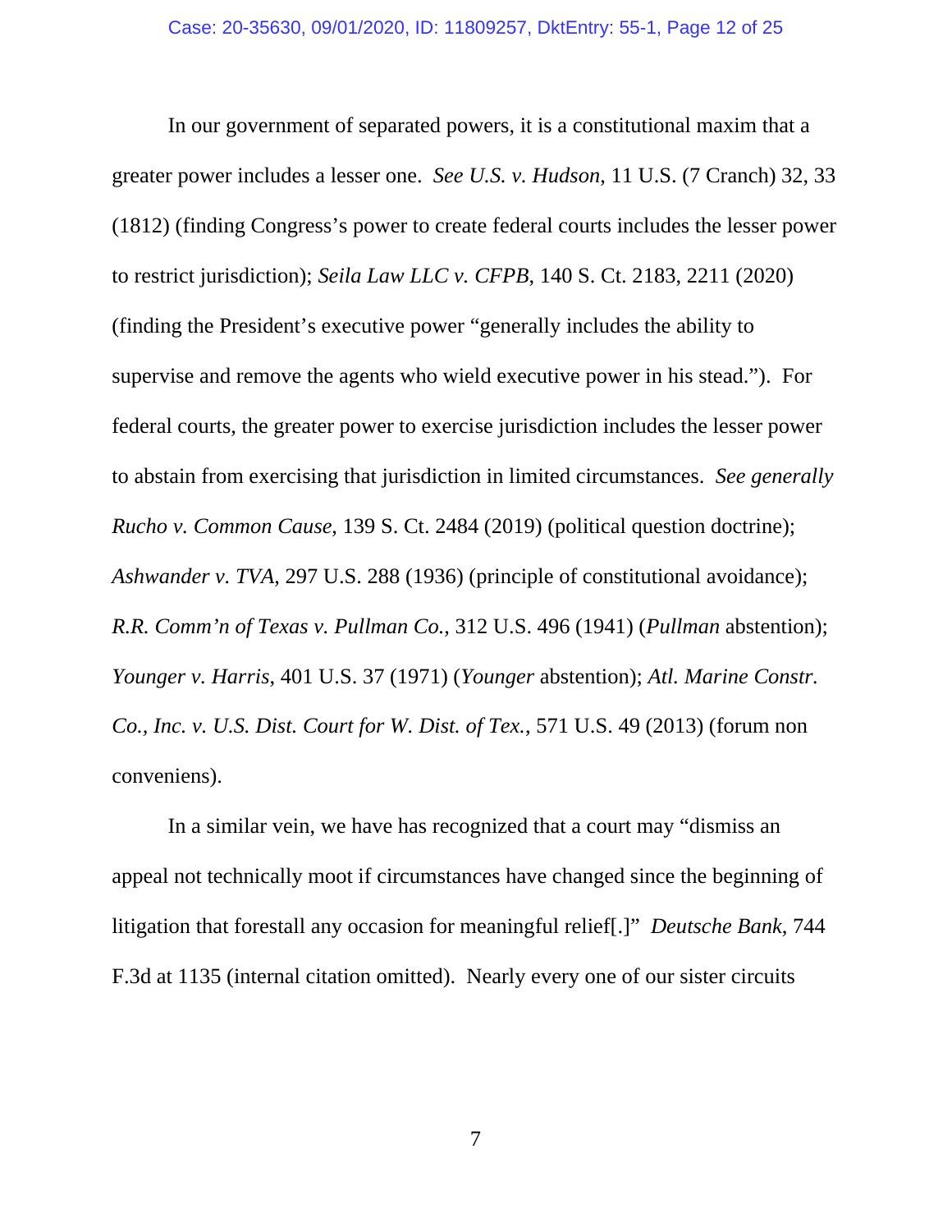In our government of separated powers, it is a constitutional maxim that a greater power includes a lesser one. *See U.S. v. Hudson*, 11 U.S. (7 Cranch) 32, 33 (1812) (finding Congress's power to create federal courts includes the lesser power to restrict jurisdiction); *Seila Law LLC v. CFPB*, 140 S. Ct. 2183, 2211 (2020) (finding the President's executive power "generally includes the ability to supervise and remove the agents who wield executive power in his stead."). For federal courts, the greater power to exercise jurisdiction includes the lesser power to abstain from exercising that jurisdiction in limited circumstances. *See generally Rucho v. Common Cause*, 139 S. Ct. 2484 (2019) (political question doctrine); *Ashwander v. TVA*, 297 U.S. 288 (1936) (principle of constitutional avoidance); *R.R. Comm'n of Texas v. Pullman Co.*, 312 U.S. 496 (1941) (*Pullman* abstention); *Younger v. Harris*, 401 U.S. 37 (1971) (*Younger* abstention); *Atl. Marine Constr. Co., Inc. v. U.S. Dist. Court for W. Dist. of Tex.*, 571 U.S. 49 (2013) (forum non conveniens).

In a similar vein, we have has recognized that a court may "dismiss an appeal not technically moot if circumstances have changed since the beginning of litigation that forestall any occasion for meaningful relief[.]" *Deutsche Bank*, 744 F.3d at 1135 (internal citation omitted). Nearly every one of our sister circuits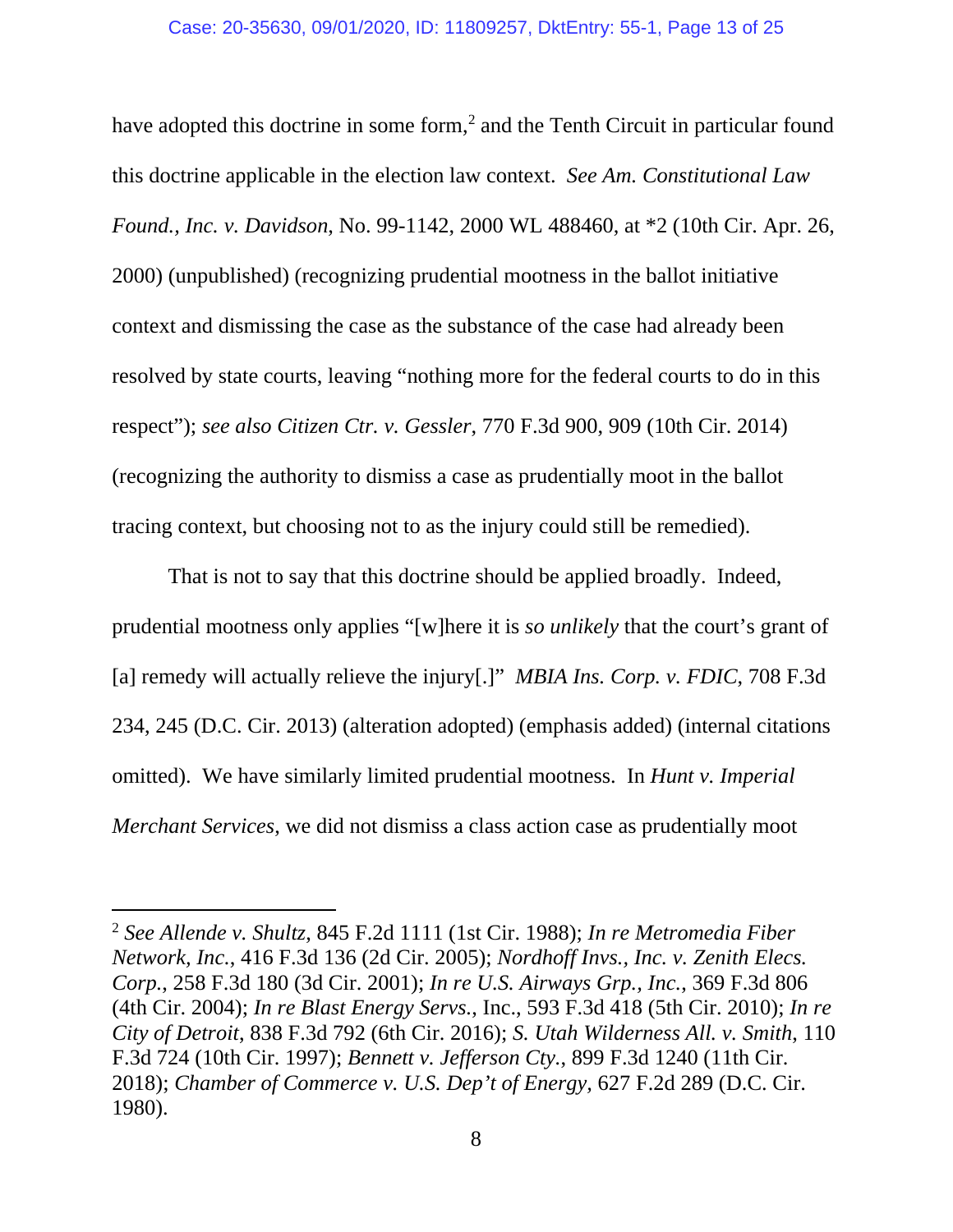have adopted this doctrine in some form,[2] and the Tenth Circuit in particular found this doctrine applicable in the election law context. *See Am. Constitutional Law Found., Inc. v. Davidson*, No. 99-1142, 2000 WL 488460, at *2 (10th Cir. Apr. 26, 2000) (unpublished) (recognizing prudential mootness in the ballot initiative context and dismissing the case as the substance of the case had already been resolved by state courts, leaving "nothing more for the federal courts to do in this respect"); *see also Citizen Ctr. v. Gessler*, 770 F.3d 900, 909 (10th Cir. 2014) (recognizing the authority to dismiss a case as prudentially moot in the ballot tracing context, but choosing not to as the injury could still be remedied).

That is not to say that this doctrine should be applied broadly. Indeed, prudential mootness only applies "[w]here it is *so unlikely* that the court's grant of [a] remedy will actually relieve the injury[.]" *MBIA Ins. Corp. v. FDIC*, 708 F.3d 234, 245 (D.C. Cir. 2013) (alteration adopted) (emphasis added) (internal citations omitted). We have similarly limited prudential mootness. In *Hunt v. Imperial Merchant Services*, we did not dismiss a class action case as prudentially moot

---

[2] *See Allende v. Shultz*, 845 F.2d 1111 (1st Cir. 1988); *In re Metromedia Fiber Network, Inc.*, 416 F.3d 136 (2d Cir. 2005); *Nordhoff Invs., Inc. v. Zenith Elecs. Corp.*, 258 F.3d 180 (3d Cir. 2001); *In re U.S. Airways Grp., Inc.*, 369 F.3d 806 (4th Cir. 2004); *In re Blast Energy Servs.*, Inc., 593 F.3d 418 (5th Cir. 2010); *In re City of Detroit*, 838 F.3d 792 (6th Cir. 2016); *S. Utah Wilderness All. v. Smith*, 110 F.3d 724 (10th Cir. 1997); *Bennett v. Jefferson Cty.*, 899 F.3d 1240 (11th Cir. 2018); *Chamber of Commerce v. U.S. Dep't of Energy*, 627 F.2d 289 (D.C. Cir. 1980).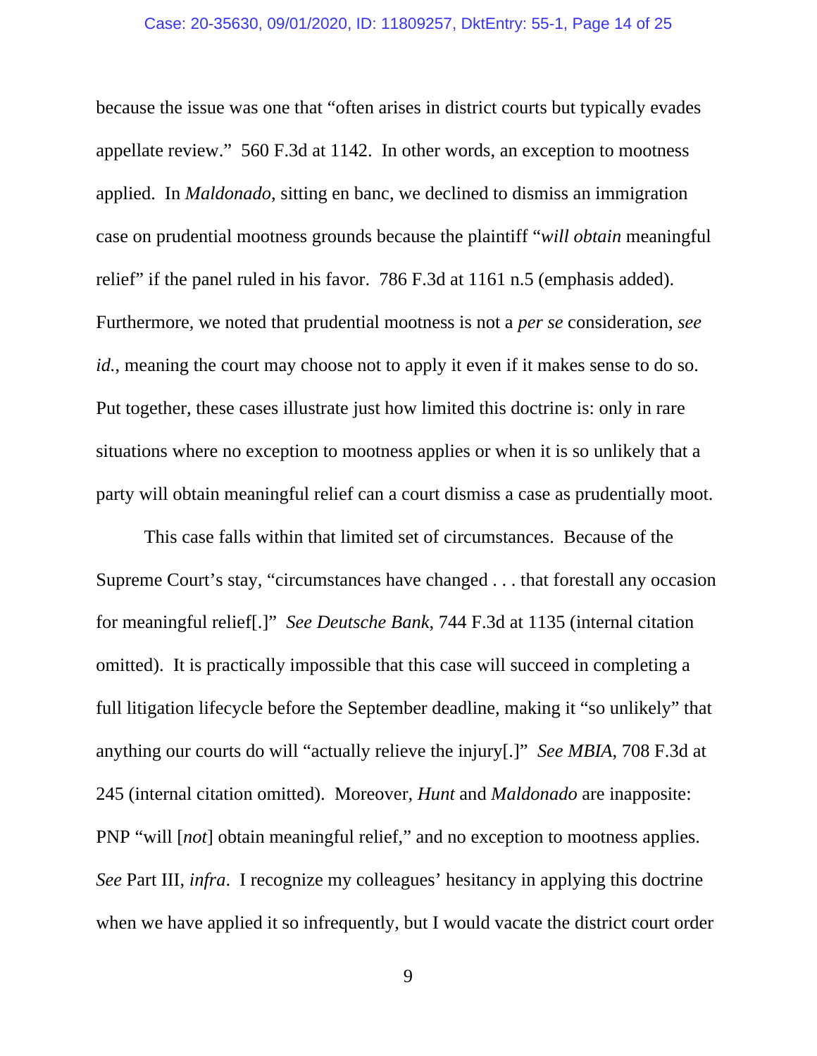because the issue was one that "often arises in district courts but typically evades appellate review." 560 F.3d at 1142. In other words, an exception to mootness applied. In *Maldonado*, sitting en banc, we declined to dismiss an immigration case on prudential mootness grounds because the plaintiff "*will obtain* meaningful relief" if the panel ruled in his favor. 786 F.3d at 1161 n.5 (emphasis added). Furthermore, we noted that prudential mootness is not a *per se* consideration, *see id.*, meaning the court may choose not to apply it even if it makes sense to do so. Put together, these cases illustrate just how limited this doctrine is: only in rare situations where no exception to mootness applies or when it is so unlikely that a party will obtain meaningful relief can a court dismiss a case as prudentially moot.

This case falls within that limited set of circumstances. Because of the Supreme Court's stay, "circumstances have changed . . . that forestall any occasion for meaningful relief[.]" *See Deutsche Bank*, 744 F.3d at 1135 (internal citation omitted). It is practically impossible that this case will succeed in completing a full litigation lifecycle before the September deadline, making it "so unlikely" that anything our courts do will "actually relieve the injury[.]" *See MBIA*, 708 F.3d at 245 (internal citation omitted). Moreover, *Hunt* and *Maldonado* are inapposite: PNP "will [*not*] obtain meaningful relief," and no exception to mootness applies. *See* Part III, *infra*. I recognize my colleagues' hesitancy in applying this doctrine when we have applied it so infrequently, but I would vacate the district court order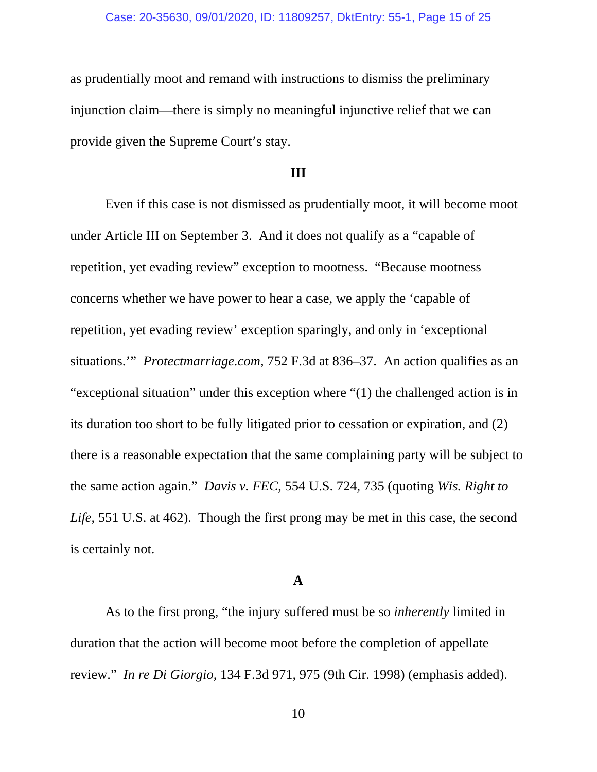as prudentially moot and remand with instructions to dismiss the preliminary injunction claim—there is simply no meaningful injunctive relief that we can provide given the Supreme Court's stay.

### III

Even if this case is not dismissed as prudentially moot, it will become moot under Article III on September 3. And it does not qualify as a "capable of repetition, yet evading review" exception to mootness. "Because mootness concerns whether we have power to hear a case, we apply the 'capable of repetition, yet evading review' exception sparingly, and only in 'exceptional situations.'" *Protectmarriage.com*, 752 F.3d at 836–37. An action qualifies as an "exceptional situation" under this exception where "(1) the challenged action is in its duration too short to be fully litigated prior to cessation or expiration, and (2) there is a reasonable expectation that the same complaining party will be subject to the same action again." *Davis v. FEC*, 554 U.S. 724, 735 (quoting *Wis. Right to Life*, 551 U.S. at 462). Though the first prong may be met in this case, the second is certainly not.

#### A

As to the first prong, "the injury suffered must be so *inherently* limited in duration that the action will become moot before the completion of appellate review." *In re Di Giorgio*, 134 F.3d 971, 975 (9th Cir. 1998) (emphasis added).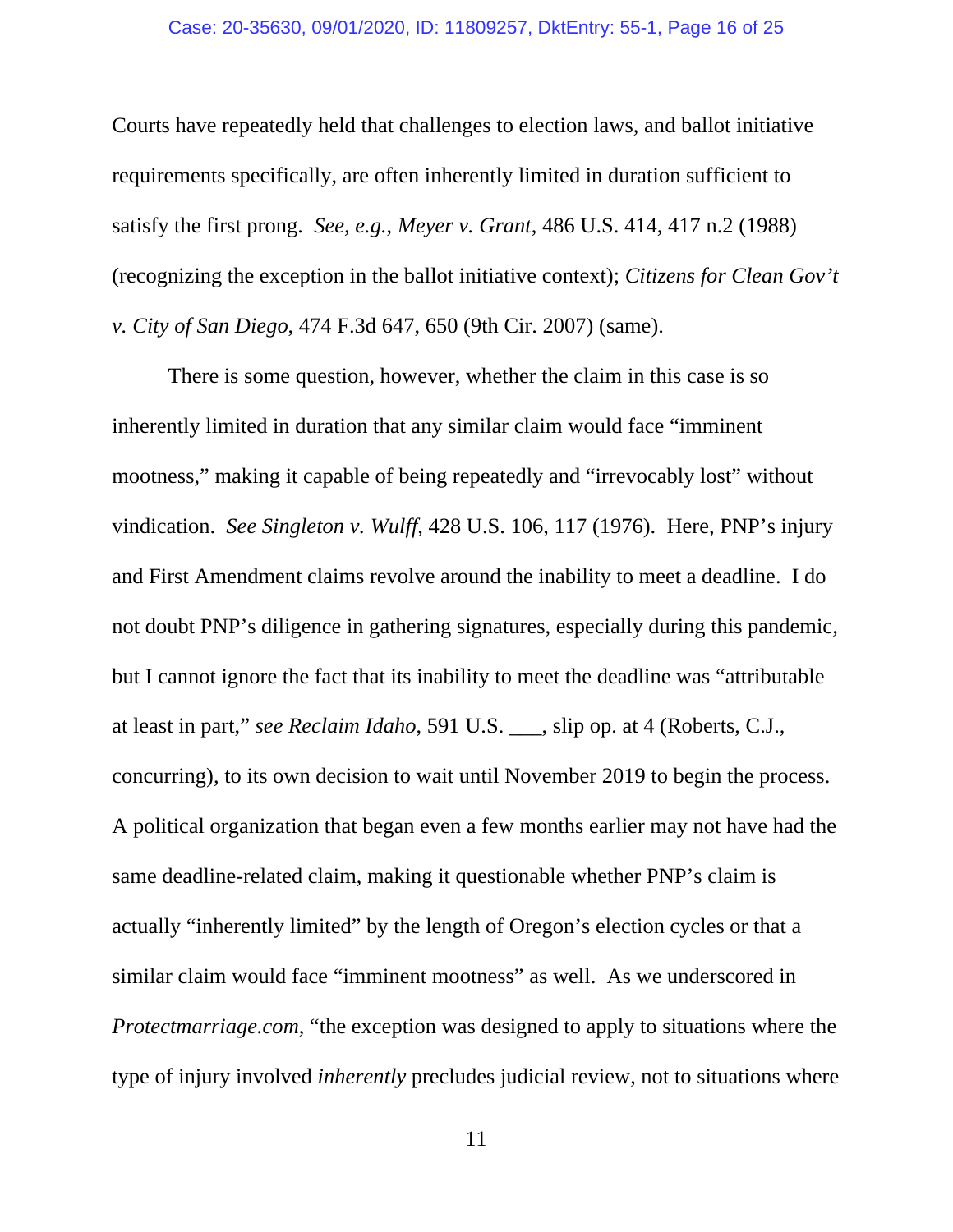Courts have repeatedly held that challenges to election laws, and ballot initiative requirements specifically, are often inherently limited in duration sufficient to satisfy the first prong. *See, e.g.*, *Meyer v. Grant*, 486 U.S. 414, 417 n.2 (1988) (recognizing the exception in the ballot initiative context); *Citizens for Clean Gov't v. City of San Diego*, 474 F.3d 647, 650 (9th Cir. 2007) (same).

There is some question, however, whether the claim in this case is so inherently limited in duration that any similar claim would face "imminent mootness," making it capable of being repeatedly and "irrevocably lost" without vindication. *See Singleton v. Wulff*, 428 U.S. 106, 117 (1976). Here, PNP's injury and First Amendment claims revolve around the inability to meet a deadline. I do not doubt PNP's diligence in gathering signatures, especially during this pandemic, but I cannot ignore the fact that its inability to meet the deadline was "attributable at least in part," *see Reclaim Idaho*, 591 U.S. ___, slip op. at 4 (Roberts, C.J., concurring), to its own decision to wait until November 2019 to begin the process. A political organization that began even a few months earlier may not have had the same deadline-related claim, making it questionable whether PNP's claim is actually "inherently limited" by the length of Oregon's election cycles or that a similar claim would face "imminent mootness" as well. As we underscored in *Protectmarriage.com*, "the exception was designed to apply to situations where the type of injury involved *inherently* precludes judicial review, not to situations where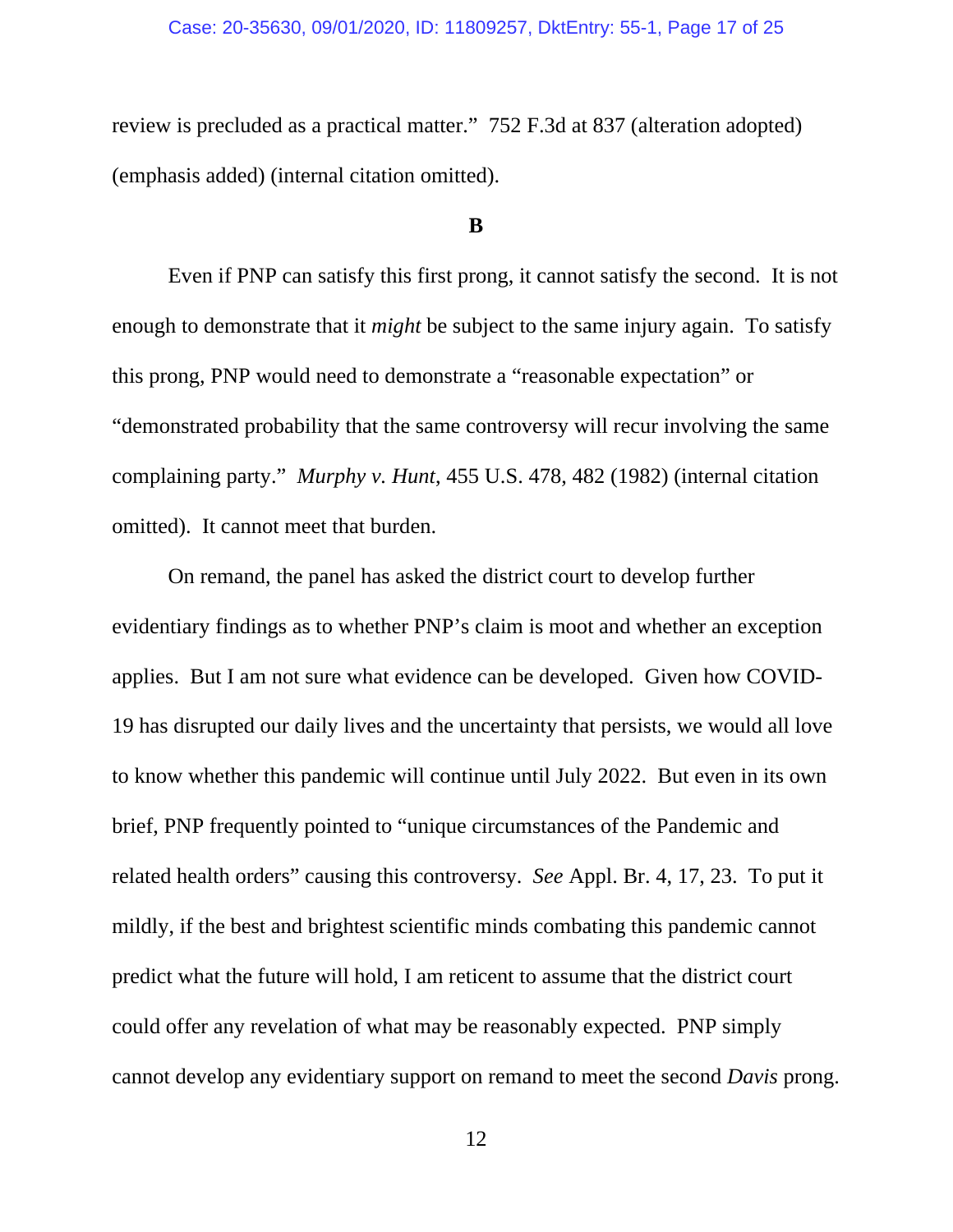review is precluded as a practical matter." 752 F.3d at 837 (alteration adopted) (emphasis added) (internal citation omitted).

**B**

Even if PNP can satisfy this first prong, it cannot satisfy the second. It is not enough to demonstrate that it *might* be subject to the same injury again. To satisfy this prong, PNP would need to demonstrate a "reasonable expectation" or "demonstrated probability that the same controversy will recur involving the same complaining party." *Murphy v. Hunt*, 455 U.S. 478, 482 (1982) (internal citation omitted). It cannot meet that burden.

On remand, the panel has asked the district court to develop further evidentiary findings as to whether PNP's claim is moot and whether an exception applies. But I am not sure what evidence can be developed. Given how COVID-19 has disrupted our daily lives and the uncertainty that persists, we would all love to know whether this pandemic will continue until July 2022. But even in its own brief, PNP frequently pointed to "unique circumstances of the Pandemic and related health orders" causing this controversy. *See* Appl. Br. 4, 17, 23. To put it mildly, if the best and brightest scientific minds combating this pandemic cannot predict what the future will hold, I am reticent to assume that the district court could offer any revelation of what may be reasonably expected. PNP simply cannot develop any evidentiary support on remand to meet the second *Davis* prong.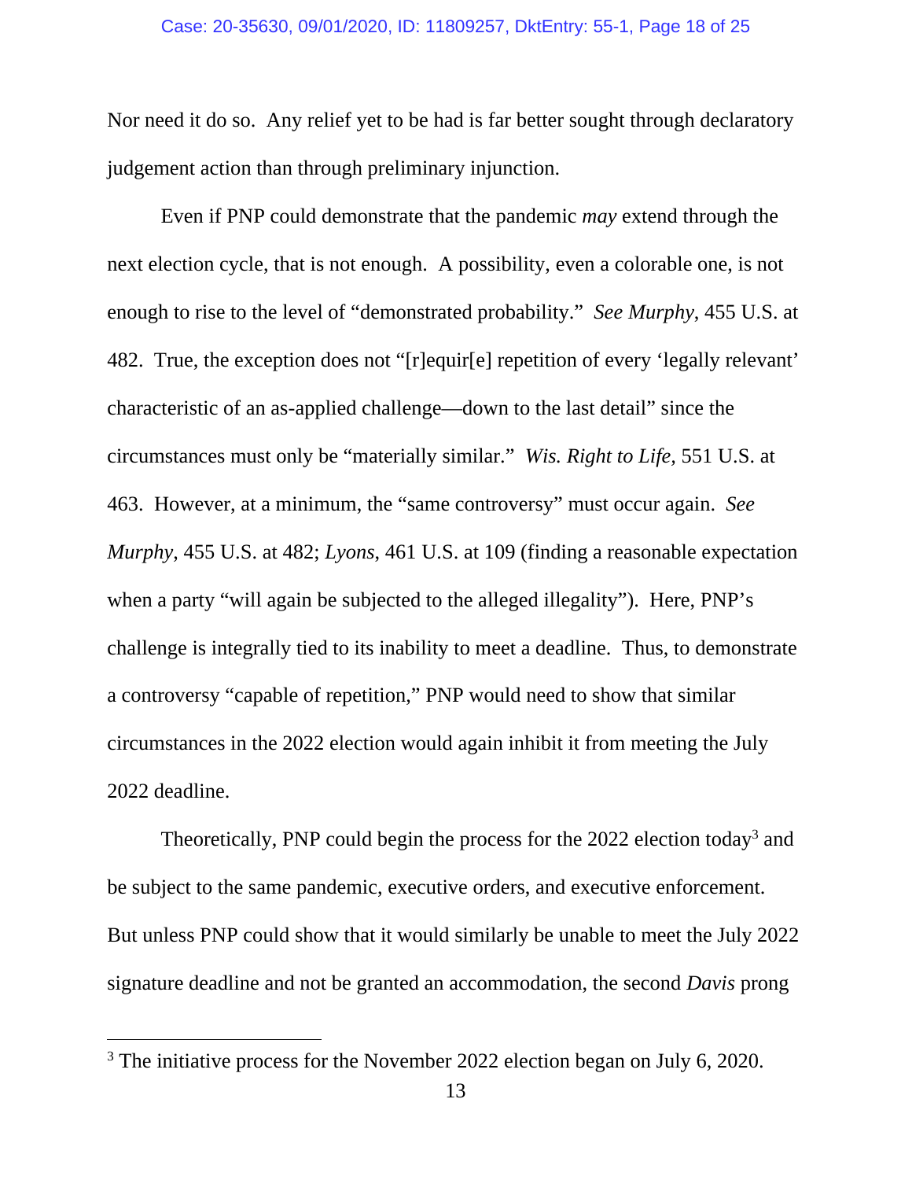Nor need it do so. Any relief yet to be had is far better sought through declaratory judgement action than through preliminary injunction.

Even if PNP could demonstrate that the pandemic *may* extend through the next election cycle, that is not enough. A possibility, even a colorable one, is not enough to rise to the level of "demonstrated probability." *See Murphy*, 455 U.S. at 482. True, the exception does not "[r]equir[e] repetition of every 'legally relevant' characteristic of an as-applied challenge—down to the last detail" since the circumstances must only be "materially similar." *Wis. Right to Life*, 551 U.S. at 463. However, at a minimum, the "same controversy" must occur again. *See Murphy*, 455 U.S. at 482; *Lyons*, 461 U.S. at 109 (finding a reasonable expectation when a party "will again be subjected to the alleged illegality"). Here, PNP's challenge is integrally tied to its inability to meet a deadline. Thus, to demonstrate a controversy "capable of repetition," PNP would need to show that similar circumstances in the 2022 election would again inhibit it from meeting the July 2022 deadline.

Theoretically, PNP could begin the process for the 2022 election today[3] and be subject to the same pandemic, executive orders, and executive enforcement. But unless PNP could show that it would similarly be unable to meet the July 2022 signature deadline and not be granted an accommodation, the second *Davis* prong

[3] The initiative process for the November 2022 election began on July 6, 2020.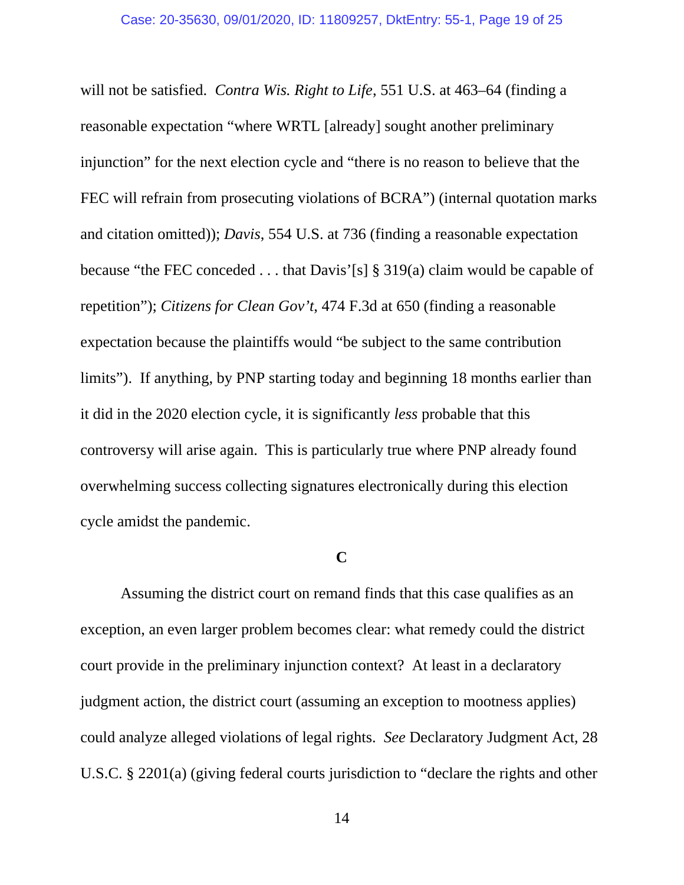will not be satisfied. *Contra Wis. Right to Life*, 551 U.S. at 463–64 (finding a reasonable expectation "where WRTL [already] sought another preliminary injunction" for the next election cycle and "there is no reason to believe that the FEC will refrain from prosecuting violations of BCRA") (internal quotation marks and citation omitted)); *Davis*, 554 U.S. at 736 (finding a reasonable expectation because "the FEC conceded . . . that Davis'[s] § 319(a) claim would be capable of repetition"); *Citizens for Clean Gov't*, 474 F.3d at 650 (finding a reasonable expectation because the plaintiffs would "be subject to the same contribution limits"). If anything, by PNP starting today and beginning 18 months earlier than it did in the 2020 election cycle, it is significantly *less* probable that this controversy will arise again. This is particularly true where PNP already found overwhelming success collecting signatures electronically during this election cycle amidst the pandemic.

**C**

Assuming the district court on remand finds that this case qualifies as an exception, an even larger problem becomes clear: what remedy could the district court provide in the preliminary injunction context? At least in a declaratory judgment action, the district court (assuming an exception to mootness applies) could analyze alleged violations of legal rights. *See* Declaratory Judgment Act, 28 U.S.C. § 2201(a) (giving federal courts jurisdiction to "declare the rights and other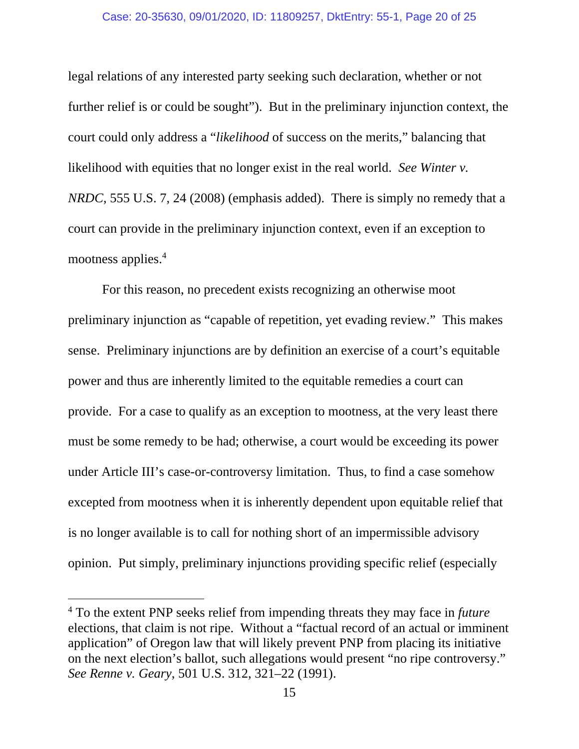legal relations of any interested party seeking such declaration, whether or not further relief is or could be sought"). But in the preliminary injunction context, the court could only address a "*likelihood* of success on the merits," balancing that likelihood with equities that no longer exist in the real world. *See Winter v. NRDC*, 555 U.S. 7, 24 (2008) (emphasis added). There is simply no remedy that a court can provide in the preliminary injunction context, even if an exception to mootness applies.[4]

For this reason, no precedent exists recognizing an otherwise moot preliminary injunction as "capable of repetition, yet evading review." This makes sense. Preliminary injunctions are by definition an exercise of a court's equitable power and thus are inherently limited to the equitable remedies a court can provide. For a case to qualify as an exception to mootness, at the very least there must be some remedy to be had; otherwise, a court would be exceeding its power under Article III's case-or-controversy limitation. Thus, to find a case somehow excepted from mootness when it is inherently dependent upon equitable relief that is no longer available is to call for nothing short of an impermissible advisory opinion. Put simply, preliminary injunctions providing specific relief (especially

[4] To the extent PNP seeks relief from impending threats they may face in *future* elections, that claim is not ripe. Without a "factual record of an actual or imminent application" of Oregon law that will likely prevent PNP from placing its initiative on the next election's ballot, such allegations would present "no ripe controversy." *See Renne v. Geary*, 501 U.S. 312, 321–22 (1991).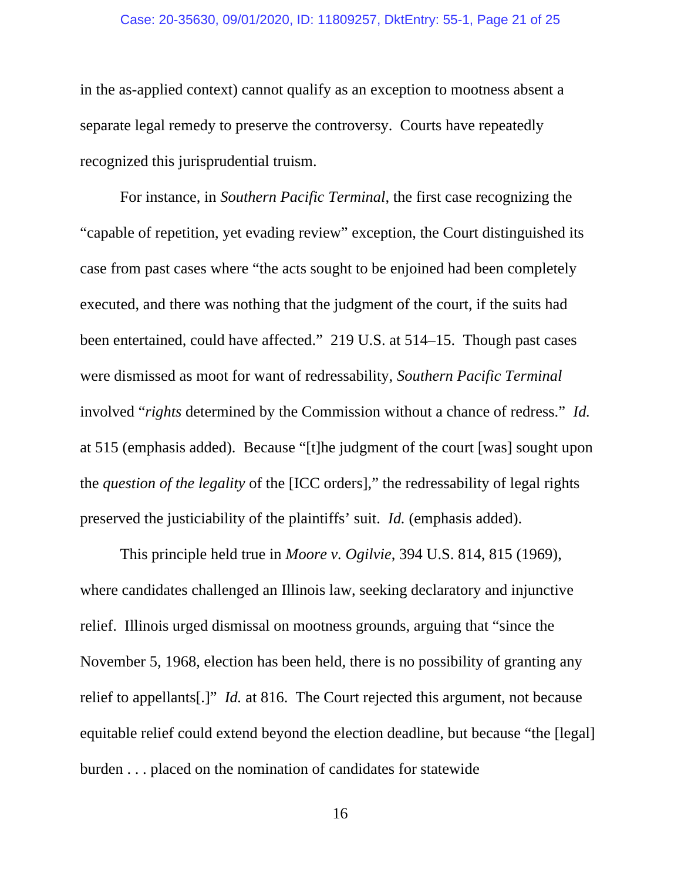in the as-applied context) cannot qualify as an exception to mootness absent a separate legal remedy to preserve the controversy. Courts have repeatedly recognized this jurisprudential truism.

For instance, in *Southern Pacific Terminal*, the first case recognizing the "capable of repetition, yet evading review" exception, the Court distinguished its case from past cases where "the acts sought to be enjoined had been completely executed, and there was nothing that the judgment of the court, if the suits had been entertained, could have affected." 219 U.S. at 514–15. Though past cases were dismissed as moot for want of redressability, *Southern Pacific Terminal* involved "*rights* determined by the Commission without a chance of redress." *Id.* at 515 (emphasis added). Because "[t]he judgment of the court [was] sought upon the *question of the legality* of the [ICC orders]," the redressability of legal rights preserved the justiciability of the plaintiffs' suit. *Id.* (emphasis added).

This principle held true in *Moore v. Ogilvie*, 394 U.S. 814, 815 (1969), where candidates challenged an Illinois law, seeking declaratory and injunctive relief. Illinois urged dismissal on mootness grounds, arguing that "since the November 5, 1968, election has been held, there is no possibility of granting any relief to appellants[.]" *Id.* at 816. The Court rejected this argument, not because equitable relief could extend beyond the election deadline, but because "the [legal] burden . . . placed on the nomination of candidates for statewide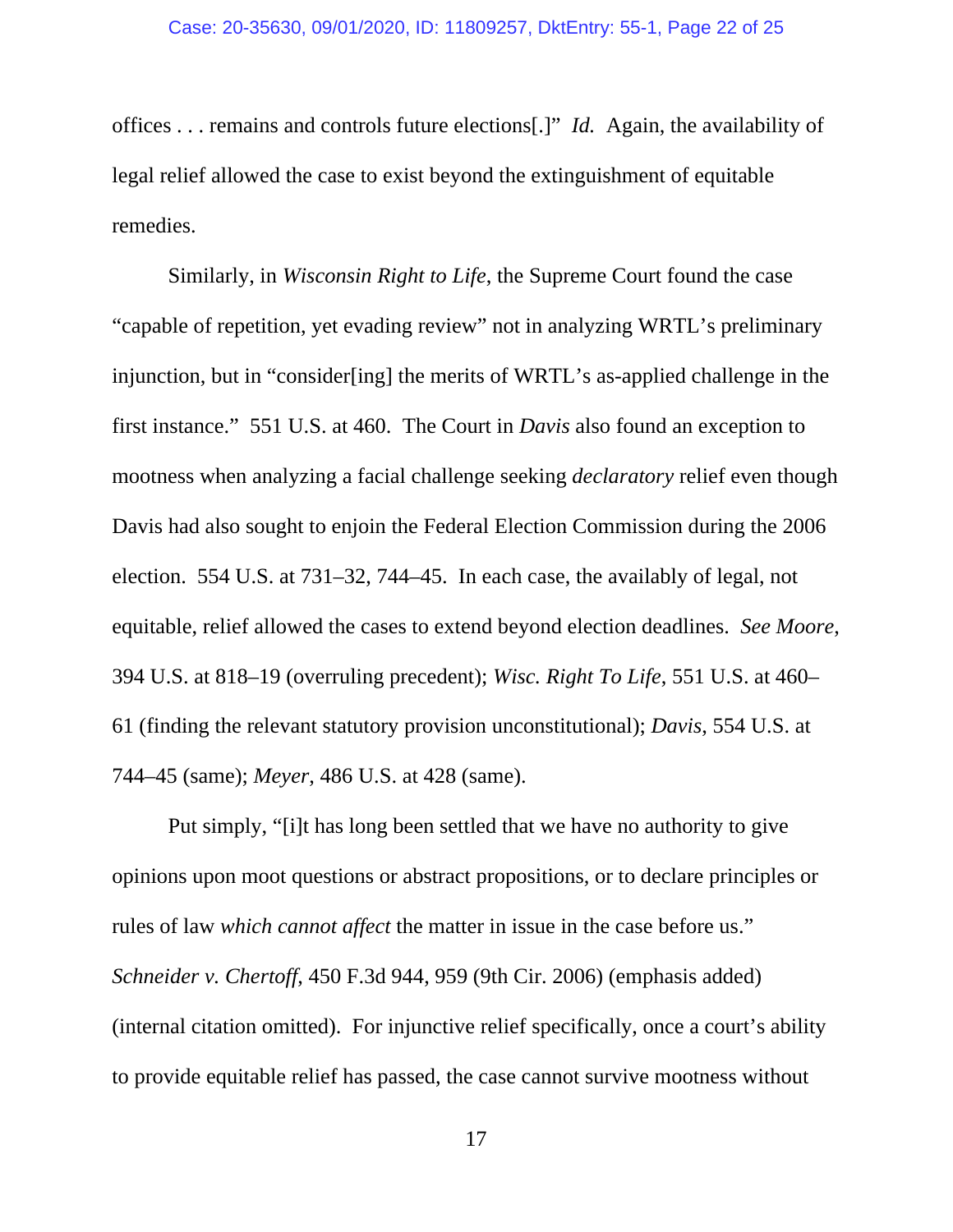offices . . . remains and controls future elections[.]" *Id.* Again, the availability of legal relief allowed the case to exist beyond the extinguishment of equitable remedies.

Similarly, in *Wisconsin Right to Life*, the Supreme Court found the case "capable of repetition, yet evading review" not in analyzing WRTL's preliminary injunction, but in "consider[ing] the merits of WRTL's as-applied challenge in the first instance." 551 U.S. at 460. The Court in *Davis* also found an exception to mootness when analyzing a facial challenge seeking *declaratory* relief even though Davis had also sought to enjoin the Federal Election Commission during the 2006 election. 554 U.S. at 731–32, 744–45. In each case, the availably of legal, not equitable, relief allowed the cases to extend beyond election deadlines. *See Moore*, 394 U.S. at 818–19 (overruling precedent); *Wisc. Right To Life*, 551 U.S. at 460–61 (finding the relevant statutory provision unconstitutional); *Davis*, 554 U.S. at 744–45 (same); *Meyer*, 486 U.S. at 428 (same).

Put simply, "[i]t has long been settled that we have no authority to give opinions upon moot questions or abstract propositions, or to declare principles or rules of law *which cannot affect* the matter in issue in the case before us." *Schneider v. Chertoff*, 450 F.3d 944, 959 (9th Cir. 2006) (emphasis added) (internal citation omitted). For injunctive relief specifically, once a court's ability to provide equitable relief has passed, the case cannot survive mootness without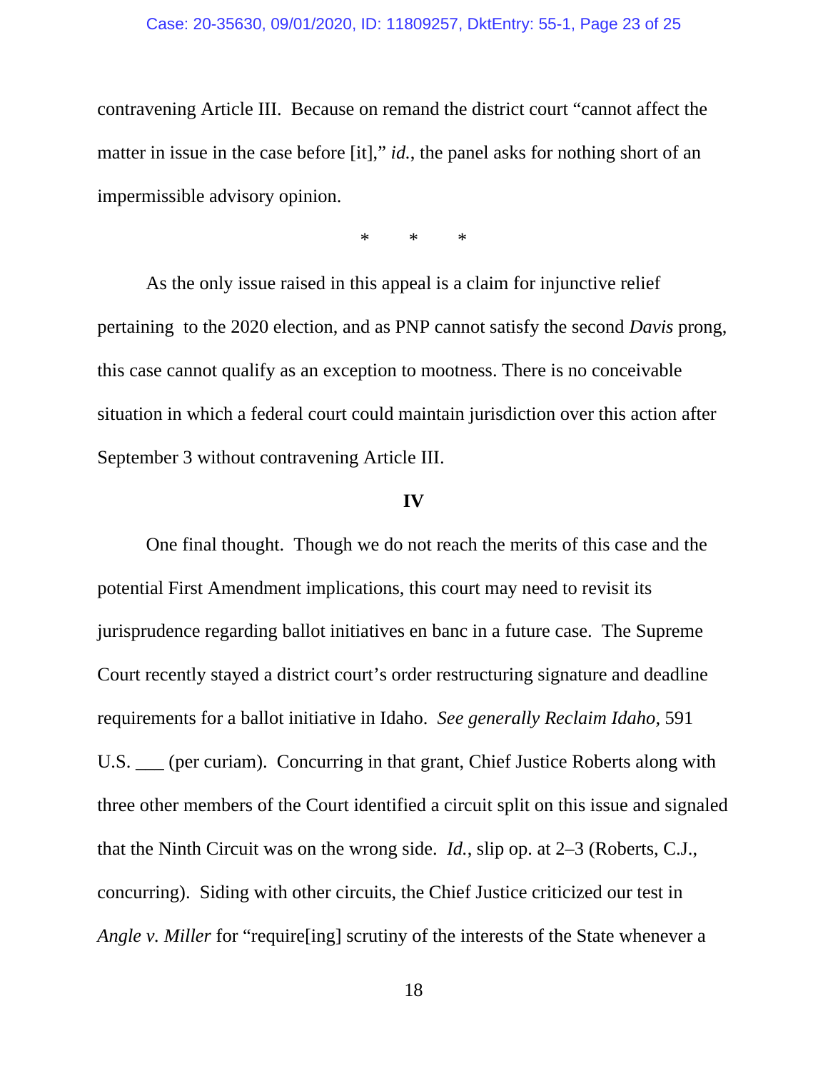contravening Article III. Because on remand the district court "cannot affect the matter in issue in the case before [it]," *id.*, the panel asks for nothing short of an impermissible advisory opinion.

\*  \*  \*

As the only issue raised in this appeal is a claim for injunctive relief pertaining to the 2020 election, and as PNP cannot satisfy the second *Davis* prong, this case cannot qualify as an exception to mootness. There is no conceivable situation in which a federal court could maintain jurisdiction over this action after September 3 without contravening Article III.

**IV**

One final thought. Though we do not reach the merits of this case and the potential First Amendment implications, this court may need to revisit its jurisprudence regarding ballot initiatives en banc in a future case. The Supreme Court recently stayed a district court's order restructuring signature and deadline requirements for a ballot initiative in Idaho. *See generally Reclaim Idaho*, 591 U.S. ___ (per curiam). Concurring in that grant, Chief Justice Roberts along with three other members of the Court identified a circuit split on this issue and signaled that the Ninth Circuit was on the wrong side. *Id.*, slip op. at 2–3 (Roberts, C.J., concurring). Siding with other circuits, the Chief Justice criticized our test in *Angle v. Miller* for "require[ing] scrutiny of the interests of the State whenever a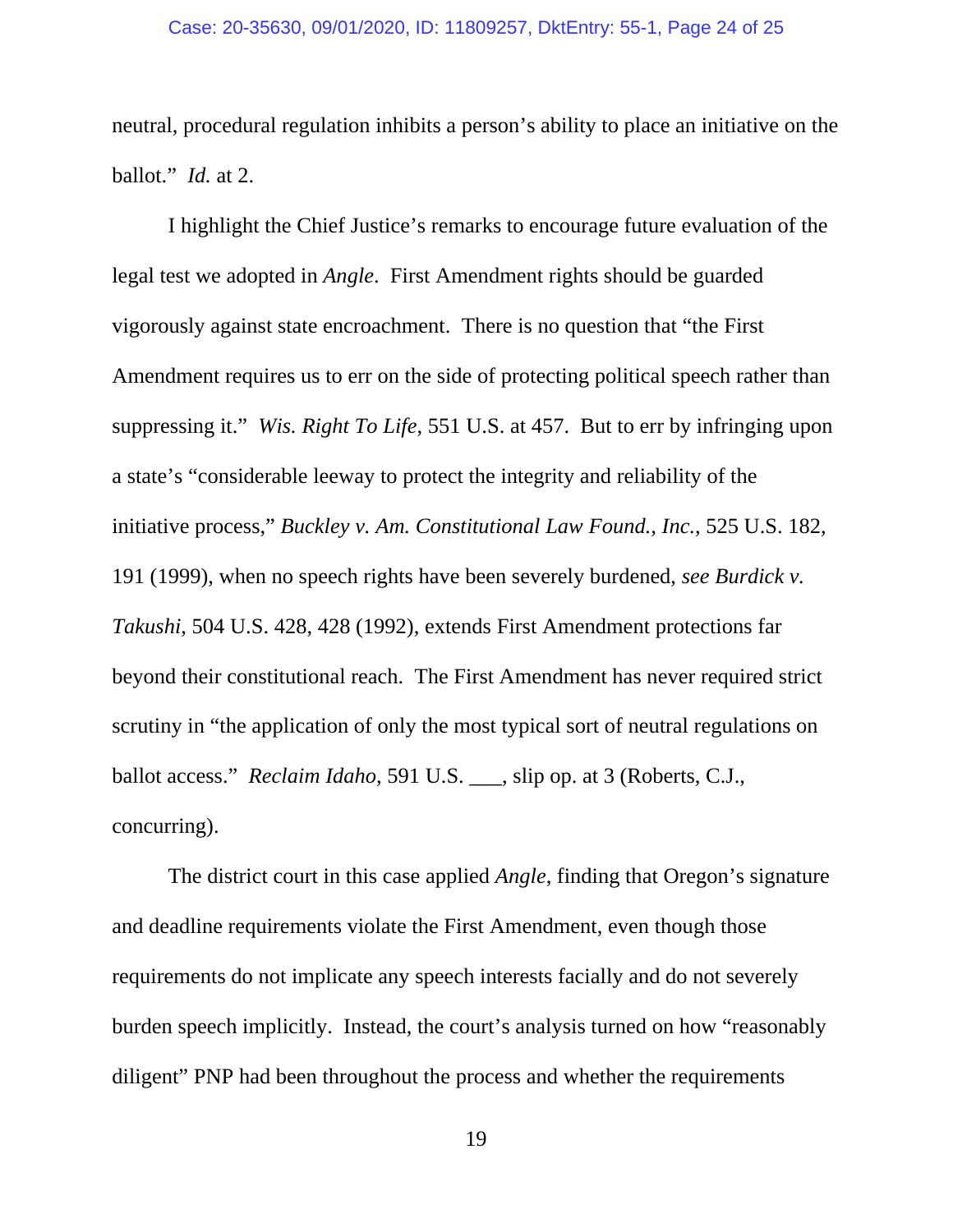neutral, procedural regulation inhibits a person's ability to place an initiative on the ballot." *Id.* at 2.

I highlight the Chief Justice's remarks to encourage future evaluation of the legal test we adopted in *Angle*. First Amendment rights should be guarded vigorously against state encroachment. There is no question that "the First Amendment requires us to err on the side of protecting political speech rather than suppressing it." *Wis. Right To Life*, 551 U.S. at 457. But to err by infringing upon a state's "considerable leeway to protect the integrity and reliability of the initiative process," *Buckley v. Am. Constitutional Law Found., Inc.*, 525 U.S. 182, 191 (1999), when no speech rights have been severely burdened, *see Burdick v. Takushi*, 504 U.S. 428, 428 (1992), extends First Amendment protections far beyond their constitutional reach. The First Amendment has never required strict scrutiny in "the application of only the most typical sort of neutral regulations on ballot access." *Reclaim Idaho*, 591 U.S. ___, slip op. at 3 (Roberts, C.J., concurring).

The district court in this case applied *Angle*, finding that Oregon's signature and deadline requirements violate the First Amendment, even though those requirements do not implicate any speech interests facially and do not severely burden speech implicitly. Instead, the court's analysis turned on how "reasonably diligent" PNP had been throughout the process and whether the requirements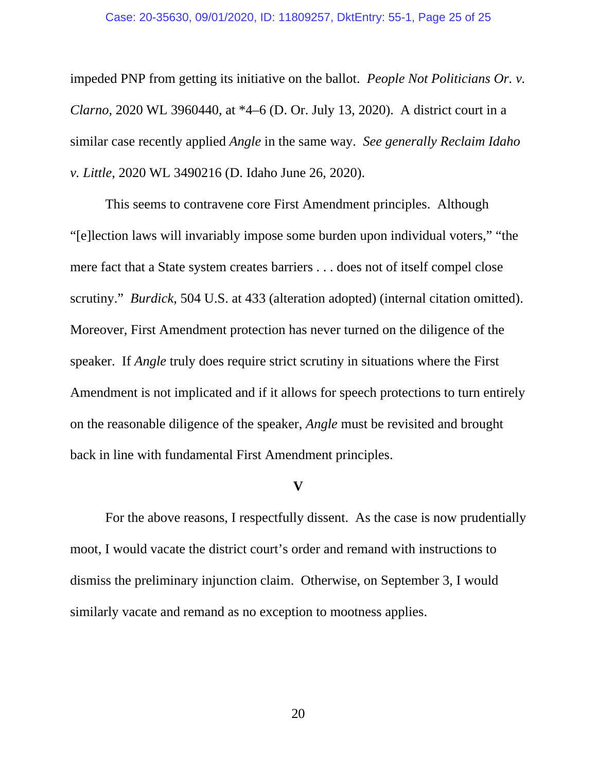impeded PNP from getting its initiative on the ballot. *People Not Politicians Or. v. Clarno*, 2020 WL 3960440, at *4–6 (D. Or. July 13, 2020). A district court in a similar case recently applied *Angle* in the same way. *See generally Reclaim Idaho v. Little*, 2020 WL 3490216 (D. Idaho June 26, 2020).

This seems to contravene core First Amendment principles. Although "[e]lection laws will invariably impose some burden upon individual voters," "the mere fact that a State system creates barriers . . . does not of itself compel close scrutiny." *Burdick*, 504 U.S. at 433 (alteration adopted) (internal citation omitted). Moreover, First Amendment protection has never turned on the diligence of the speaker. If *Angle* truly does require strict scrutiny in situations where the First Amendment is not implicated and if it allows for speech protections to turn entirely on the reasonable diligence of the speaker, *Angle* must be revisited and brought back in line with fundamental First Amendment principles.

## V

For the above reasons, I respectfully dissent. As the case is now prudentially moot, I would vacate the district court's order and remand with instructions to dismiss the preliminary injunction claim. Otherwise, on September 3, I would similarly vacate and remand as no exception to mootness applies.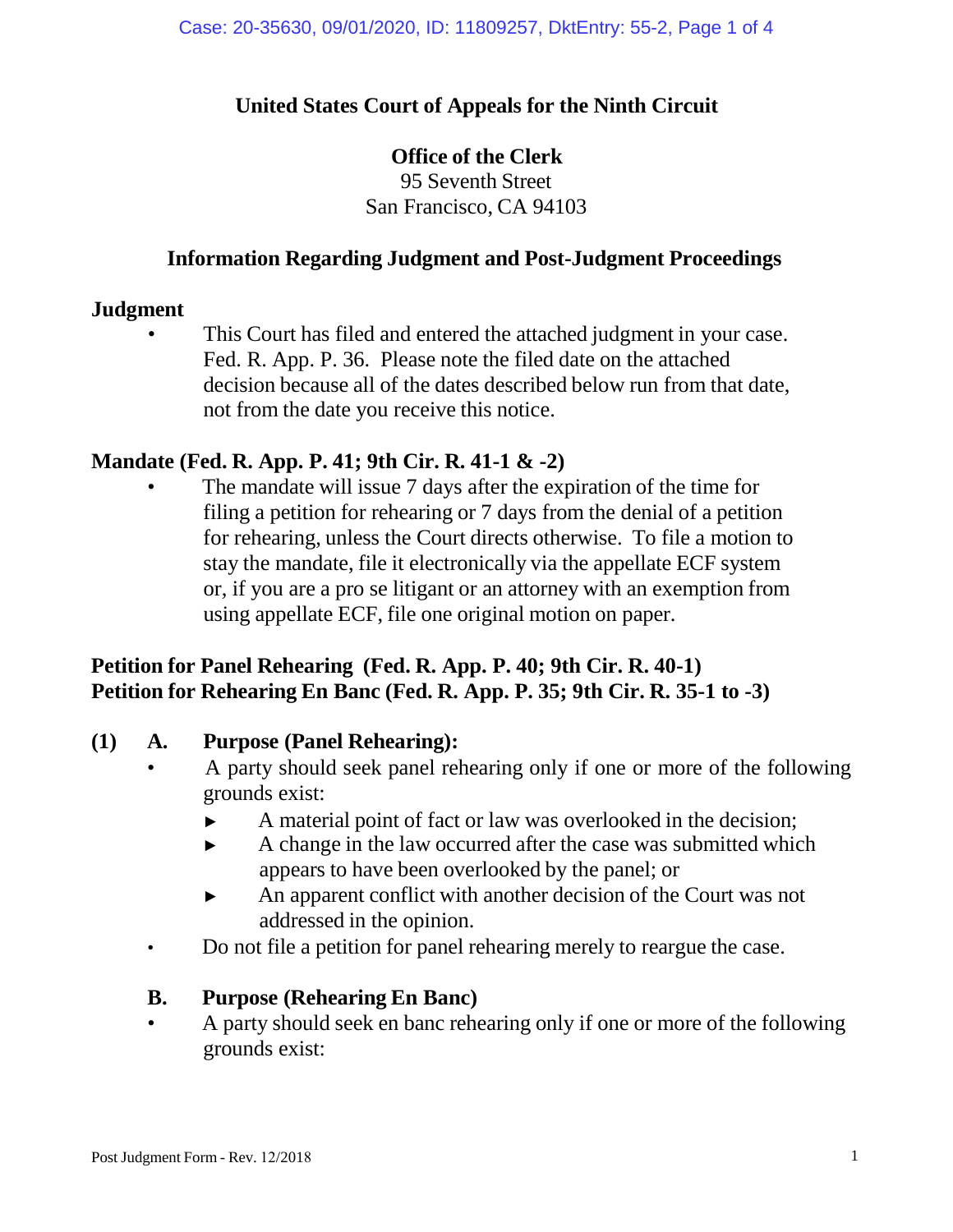# United States Court of Appeals for the Ninth Circuit

## Office of the Clerk

95 Seventh Street
San Francisco, CA 94103

## Information Regarding Judgment and Post-Judgment Proceedings

### Judgment

- This Court has filed and entered the attached judgment in your case. Fed. R. App. P. 36. Please note the filed date on the attached decision because all of the dates described below run from that date, not from the date you receive this notice.

### Mandate (Fed. R. App. P. 41; 9th Cir. R. 41-1 & -2)

- The mandate will issue 7 days after the expiration of the time for filing a petition for rehearing or 7 days from the denial of a petition for rehearing, unless the Court directs otherwise. To file a motion to stay the mandate, file it electronically via the appellate ECF system or, if you are a pro se litigant or an attorney with an exemption from using appellate ECF, file one original motion on paper.

### Petition for Panel Rehearing (Fed. R. App. P. 40; 9th Cir. R. 40-1)
### Petition for Rehearing En Banc (Fed. R. App. P. 35; 9th Cir. R. 35-1 to -3)

**(1) A. Purpose (Panel Rehearing):**

- A party should seek panel rehearing only if one or more of the following grounds exist:
  - ► A material point of fact or law was overlooked in the decision;
  - ► A change in the law occurred after the case was submitted which appears to have been overlooked by the panel; or
  - ► An apparent conflict with another decision of the Court was not addressed in the opinion.
- Do not file a petition for panel rehearing merely to reargue the case.

**B. Purpose (Rehearing En Banc)**

- A party should seek en banc rehearing only if one or more of the following grounds exist: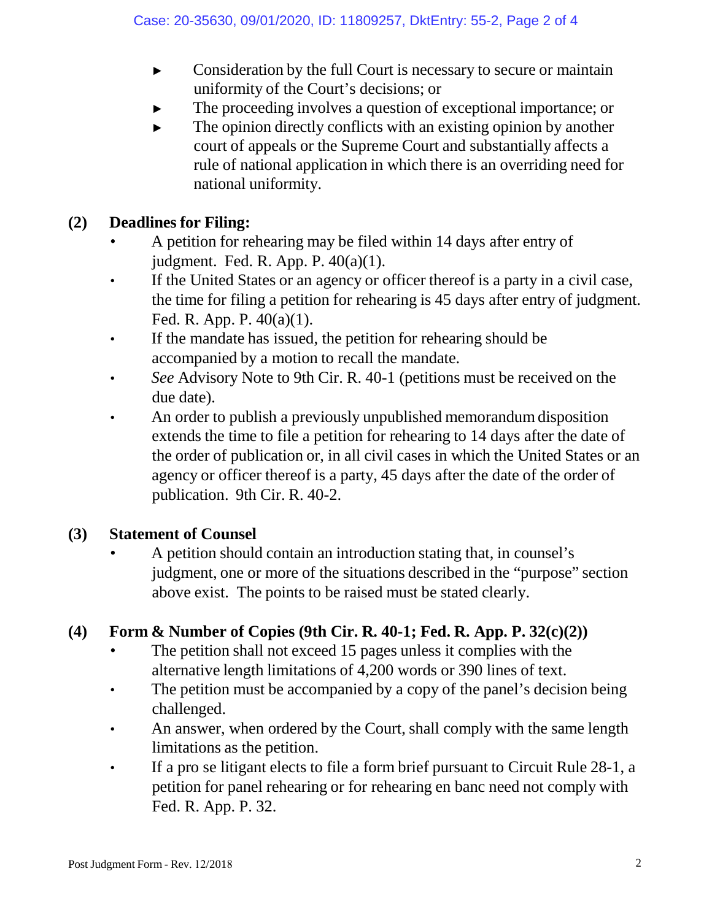- Consideration by the full Court is necessary to secure or maintain uniformity of the Court's decisions; or
- The proceeding involves a question of exceptional importance; or
- The opinion directly conflicts with an existing opinion by another court of appeals or the Supreme Court and substantially affects a rule of national application in which there is an overriding need for national uniformity.

## (2) Deadlines for Filing:

- A petition for rehearing may be filed within 14 days after entry of judgment. Fed. R. App. P. 40(a)(1).
- If the United States or an agency or officer thereof is a party in a civil case, the time for filing a petition for rehearing is 45 days after entry of judgment. Fed. R. App. P. 40(a)(1).
- If the mandate has issued, the petition for rehearing should be accompanied by a motion to recall the mandate.
- *See* Advisory Note to 9th Cir. R. 40-1 (petitions must be received on the due date).
- An order to publish a previously unpublished memorandum disposition extends the time to file a petition for rehearing to 14 days after the date of the order of publication or, in all civil cases in which the United States or an agency or officer thereof is a party, 45 days after the date of the order of publication. 9th Cir. R. 40-2.

## (3) Statement of Counsel

- A petition should contain an introduction stating that, in counsel's judgment, one or more of the situations described in the "purpose" section above exist. The points to be raised must be stated clearly.

## (4) Form & Number of Copies (9th Cir. R. 40-1; Fed. R. App. P. 32(c)(2))

- The petition shall not exceed 15 pages unless it complies with the alternative length limitations of 4,200 words or 390 lines of text.
- The petition must be accompanied by a copy of the panel's decision being challenged.
- An answer, when ordered by the Court, shall comply with the same length limitations as the petition.
- If a pro se litigant elects to file a form brief pursuant to Circuit Rule 28-1, a petition for panel rehearing or for rehearing en banc need not comply with Fed. R. App. P. 32.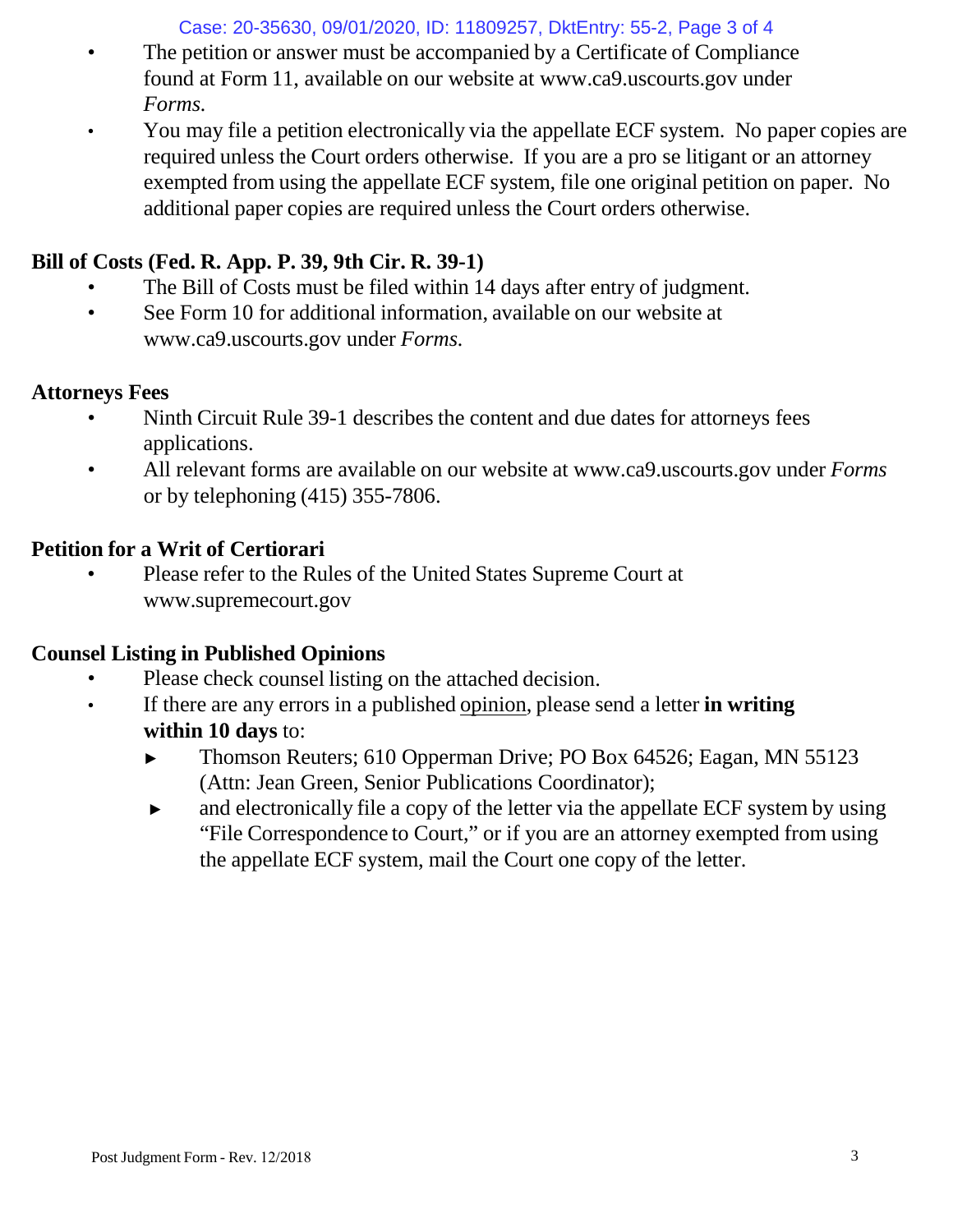- The petition or answer must be accompanied by a Certificate of Compliance found at Form 11, available on our website at www.ca9.uscourts.gov under *Forms.*
- You may file a petition electronically via the appellate ECF system. No paper copies are required unless the Court orders otherwise. If you are a pro se litigant or an attorney exempted from using the appellate ECF system, file one original petition on paper. No additional paper copies are required unless the Court orders otherwise.

**Bill of Costs (Fed. R. App. P. 39, 9th Cir. R. 39-1)**

- The Bill of Costs must be filed within 14 days after entry of judgment.
- See Form 10 for additional information, available on our website at www.ca9.uscourts.gov under *Forms.*

**Attorneys Fees**

- Ninth Circuit Rule 39-1 describes the content and due dates for attorneys fees applications.
- All relevant forms are available on our website at www.ca9.uscourts.gov under *Forms* or by telephoning (415) 355-7806.

**Petition for a Writ of Certiorari**

- Please refer to the Rules of the United States Supreme Court at www.supremecourt.gov

**Counsel Listing in Published Opinions**

- Please check counsel listing on the attached decision.
- If there are any errors in a published opinion, please send a letter **in writing within 10 days** to:
  - ► Thomson Reuters; 610 Opperman Drive; PO Box 64526; Eagan, MN 55123 (Attn: Jean Green, Senior Publications Coordinator);
  - ► and electronically file a copy of the letter via the appellate ECF system by using "File Correspondence to Court," or if you are an attorney exempted from using the appellate ECF system, mail the Court one copy of the letter.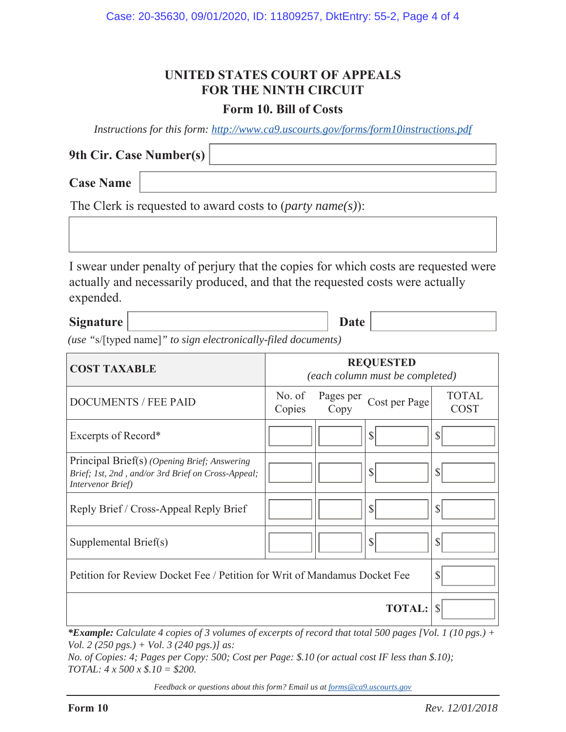# UNITED STATES COURT OF APPEALS FOR THE NINTH CIRCUIT

## Form 10. Bill of Costs

*Instructions for this form: http://www.ca9.uscourts.gov/forms/form10instructions.pdf*

**9th Cir. Case Number(s)**

**Case Name**

The Clerk is requested to award costs to (*party name(s)*):

I swear under penalty of perjury that the copies for which costs are requested were actually and necessarily produced, and that the requested costs were actually expended.

**Signature** **Date**

(*use* "s/[typed name]" *to sign electronically-filed documents*)

| **COST TAXABLE** | **REQUESTED** (*each column must be completed*) | | | |
|---|---|---|---|---|
| DOCUMENTS / FEE PAID | No. of Copies | Pages per Copy | Cost per Page | TOTAL COST |
| Excerpts of Record* | | | $ | $ |
| Principal Brief(s) *(Opening Brief; Answering Brief; 1st, 2nd , and/or 3rd Brief on Cross-Appeal; Intervenor Brief)* | | | $ | $ |
| Reply Brief / Cross-Appeal Reply Brief | | | $ | $ |
| Supplemental Brief(s) | | | $ | $ |
| Petition for Review Docket Fee / Petition for Writ of Mandamus Docket Fee | | | | $ |
| | | | **TOTAL:** | $ |

***Example:** *Calculate 4 copies of 3 volumes of excerpts of record that total 500 pages [Vol. 1 (10 pgs.) + Vol. 2 (250 pgs.) + Vol. 3 (240 pgs.)] as:*
*No. of Copies: 4; Pages per Copy: 500; Cost per Page: $.10 (or actual cost IF less than $.10);*
*TOTAL: 4 x 500 x $.10 = $200.*

*Feedback or questions about this form? Email us at forms@ca9.uscourts.gov*

**Form 10** *Rev. 12/01/2018*